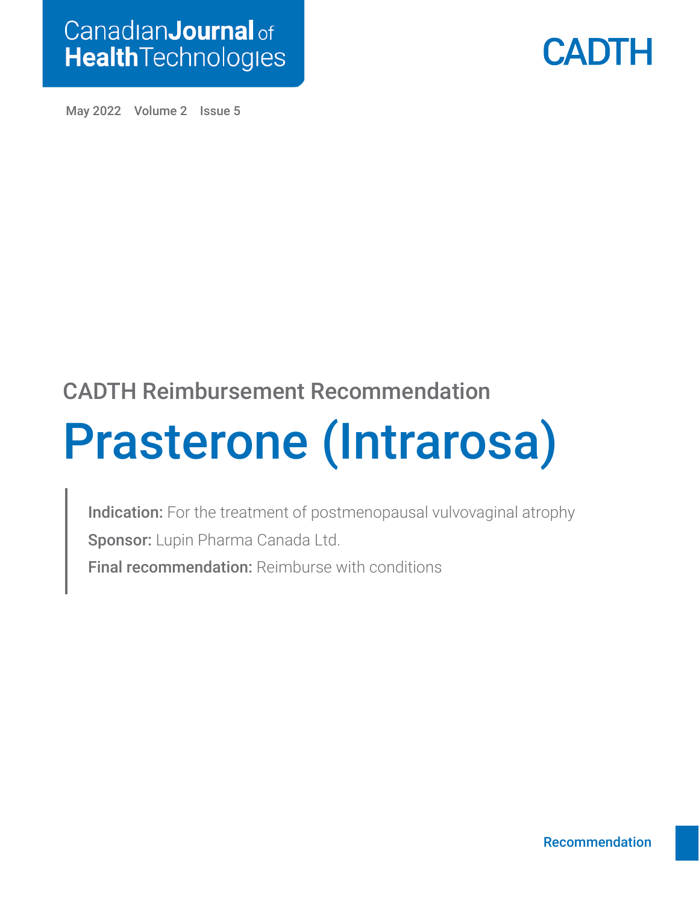Canadian Journal of Health Technologies

CADTH

May 2022 Volume 2 Issue 5

## CADTH Reimbursement Recommendation

# Prasterone (Intrarosa)

**Indication:** For the treatment of postmenopausal vulvovaginal atrophy

**Sponsor:** Lupin Pharma Canada Ltd.

**Final recommendation:** Reimburse with conditions

Recommendation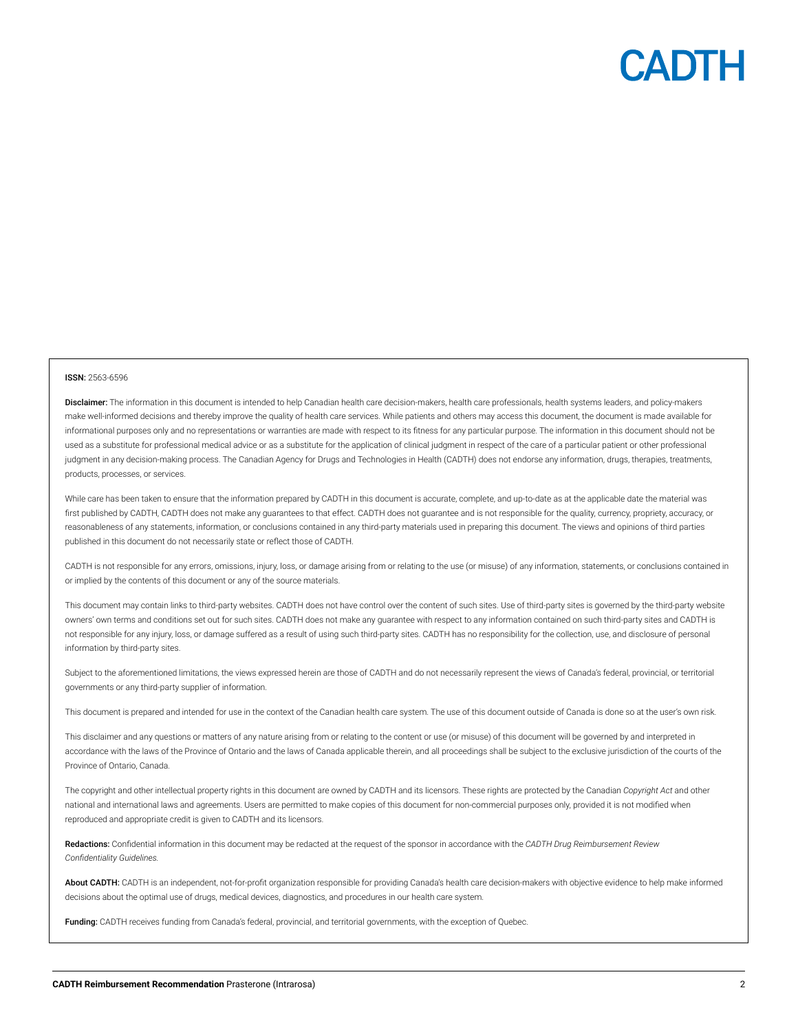**ISSN:** 2563-6596

**Disclaimer:** The information in this document is intended to help Canadian health care decision-makers, health care professionals, health systems leaders, and policy-makers make well-informed decisions and thereby improve the quality of health care services. While patients and others may access this document, the document is made available for informational purposes only and no representations or warranties are made with respect to its fitness for any particular purpose. The information in this document should not be used as a substitute for professional medical advice or as a substitute for the application of clinical judgment in respect of the care of a particular patient or other professional judgment in any decision-making process. The Canadian Agency for Drugs and Technologies in Health (CADTH) does not endorse any information, drugs, therapies, treatments, products, processes, or services.

While care has been taken to ensure that the information prepared by CADTH in this document is accurate, complete, and up-to-date as at the applicable date the material was first published by CADTH, CADTH does not make any guarantees to that effect. CADTH does not guarantee and is not responsible for the quality, currency, propriety, accuracy, or reasonableness of any statements, information, or conclusions contained in any third-party materials used in preparing this document. The views and opinions of third parties published in this document do not necessarily state or reflect those of CADTH.

CADTH is not responsible for any errors, omissions, injury, loss, or damage arising from or relating to the use (or misuse) of any information, statements, or conclusions contained in or implied by the contents of this document or any of the source materials.

This document may contain links to third-party websites. CADTH does not have control over the content of such sites. Use of third-party sites is governed by the third-party website owners' own terms and conditions set out for such sites. CADTH does not make any guarantee with respect to any information contained on such third-party sites and CADTH is not responsible for any injury, loss, or damage suffered as a result of using such third-party sites. CADTH has no responsibility for the collection, use, and disclosure of personal information by third-party sites.

Subject to the aforementioned limitations, the views expressed herein are those of CADTH and do not necessarily represent the views of Canada's federal, provincial, or territorial governments or any third-party supplier of information.

This document is prepared and intended for use in the context of the Canadian health care system. The use of this document outside of Canada is done so at the user's own risk.

This disclaimer and any questions or matters of any nature arising from or relating to the content or use (or misuse) of this document will be governed by and interpreted in accordance with the laws of the Province of Ontario and the laws of Canada applicable therein, and all proceedings shall be subject to the exclusive jurisdiction of the courts of the Province of Ontario, Canada.

The copyright and other intellectual property rights in this document are owned by CADTH and its licensors. These rights are protected by the Canadian *Copyright Act* and other national and international laws and agreements. Users are permitted to make copies of this document for non-commercial purposes only, provided it is not modified when reproduced and appropriate credit is given to CADTH and its licensors.

**Redactions:** Confidential information in this document may be redacted at the request of the sponsor in accordance with the *CADTH Drug Reimbursement Review Confidentiality Guidelines.*

**About CADTH:** CADTH is an independent, not-for-profit organization responsible for providing Canada's health care decision-makers with objective evidence to help make informed decisions about the optimal use of drugs, medical devices, diagnostics, and procedures in our health care system.

**Funding:** CADTH receives funding from Canada's federal, provincial, and territorial governments, with the exception of Quebec.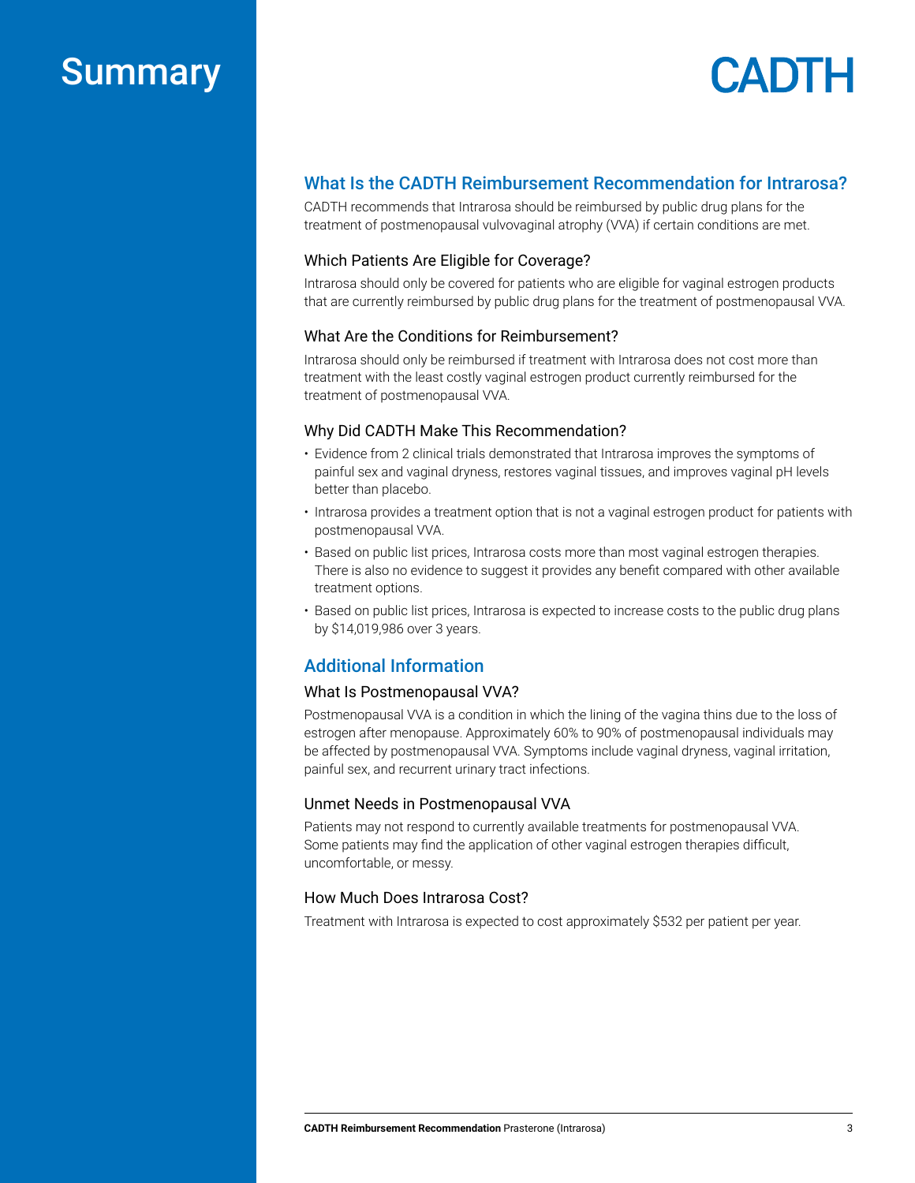# Summary

## What Is the CADTH Reimbursement Recommendation for Intrarosa?

CADTH recommends that Intrarosa should be reimbursed by public drug plans for the treatment of postmenopausal vulvovaginal atrophy (VVA) if certain conditions are met.

### Which Patients Are Eligible for Coverage?

Intrarosa should only be covered for patients who are eligible for vaginal estrogen products that are currently reimbursed by public drug plans for the treatment of postmenopausal VVA.

### What Are the Conditions for Reimbursement?

Intrarosa should only be reimbursed if treatment with Intrarosa does not cost more than treatment with the least costly vaginal estrogen product currently reimbursed for the treatment of postmenopausal VVA.

### Why Did CADTH Make This Recommendation?

- Evidence from 2 clinical trials demonstrated that Intrarosa improves the symptoms of painful sex and vaginal dryness, restores vaginal tissues, and improves vaginal pH levels better than placebo.
- Intrarosa provides a treatment option that is not a vaginal estrogen product for patients with postmenopausal VVA.
- Based on public list prices, Intrarosa costs more than most vaginal estrogen therapies. There is also no evidence to suggest it provides any benefit compared with other available treatment options.
- Based on public list prices, Intrarosa is expected to increase costs to the public drug plans by $14,019,986 over 3 years.

## Additional Information

### What Is Postmenopausal VVA?

Postmenopausal VVA is a condition in which the lining of the vagina thins due to the loss of estrogen after menopause. Approximately 60% to 90% of postmenopausal individuals may be affected by postmenopausal VVA. Symptoms include vaginal dryness, vaginal irritation, painful sex, and recurrent urinary tract infections.

### Unmet Needs in Postmenopausal VVA

Patients may not respond to currently available treatments for postmenopausal VVA. Some patients may find the application of other vaginal estrogen therapies difficult, uncomfortable, or messy.

### How Much Does Intrarosa Cost?

Treatment with Intrarosa is expected to cost approximately $532 per patient per year.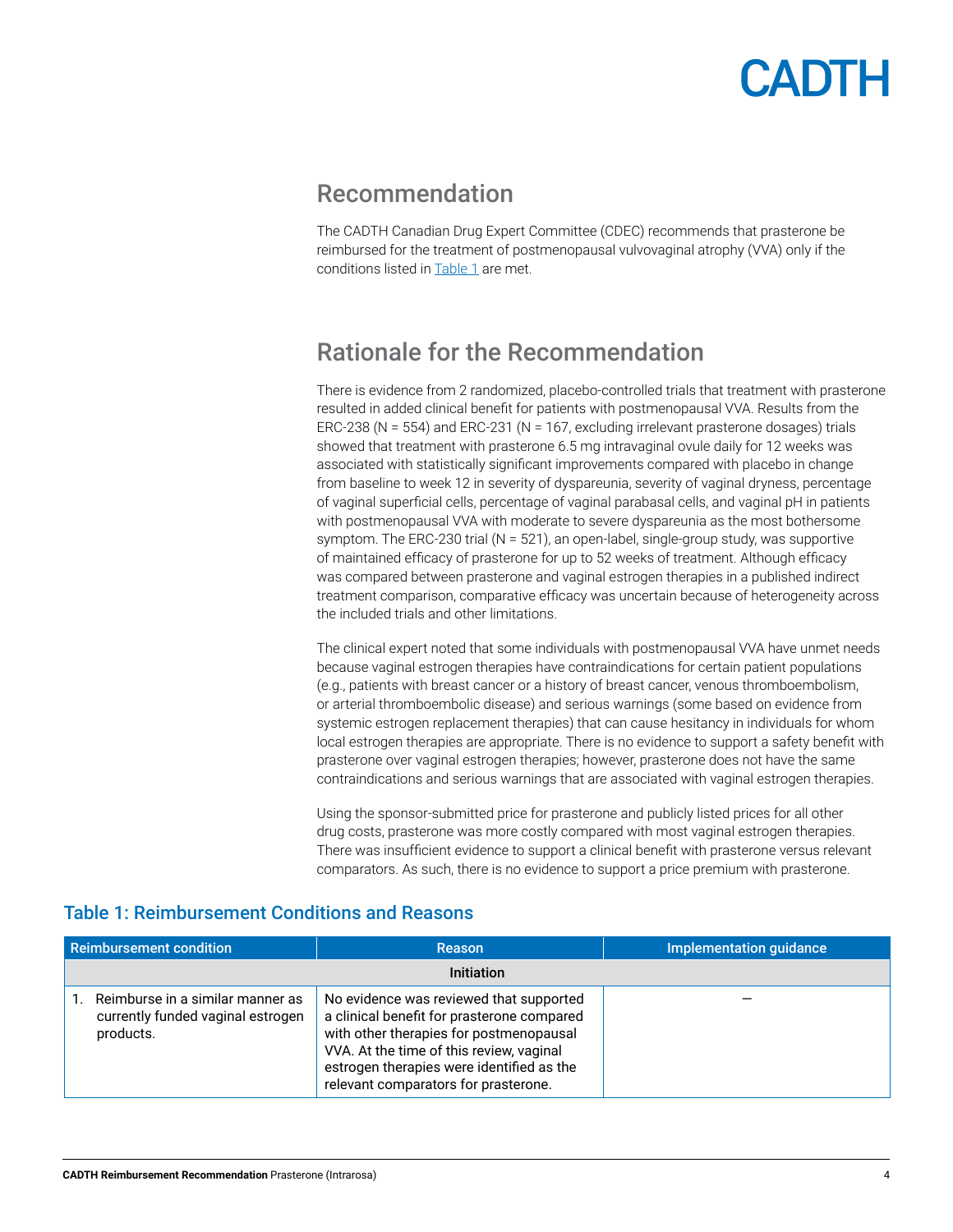## Recommendation

The CADTH Canadian Drug Expert Committee (CDEC) recommends that prasterone be reimbursed for the treatment of postmenopausal vulvovaginal atrophy (VVA) only if the conditions listed in Table 1 are met.

## Rationale for the Recommendation

There is evidence from 2 randomized, placebo-controlled trials that treatment with prasterone resulted in added clinical benefit for patients with postmenopausal VVA. Results from the ERC-238 (N = 554) and ERC-231 (N = 167, excluding irrelevant prasterone dosages) trials showed that treatment with prasterone 6.5 mg intravaginal ovule daily for 12 weeks was associated with statistically significant improvements compared with placebo in change from baseline to week 12 in severity of dyspareunia, severity of vaginal dryness, percentage of vaginal superficial cells, percentage of vaginal parabasal cells, and vaginal pH in patients with postmenopausal VVA with moderate to severe dyspareunia as the most bothersome symptom. The ERC-230 trial (N = 521), an open-label, single-group study, was supportive of maintained efficacy of prasterone for up to 52 weeks of treatment. Although efficacy was compared between prasterone and vaginal estrogen therapies in a published indirect treatment comparison, comparative efficacy was uncertain because of heterogeneity across the included trials and other limitations.

The clinical expert noted that some individuals with postmenopausal VVA have unmet needs because vaginal estrogen therapies have contraindications for certain patient populations (e.g., patients with breast cancer or a history of breast cancer, venous thromboembolism, or arterial thromboembolic disease) and serious warnings (some based on evidence from systemic estrogen replacement therapies) that can cause hesitancy in individuals for whom local estrogen therapies are appropriate. There is no evidence to support a safety benefit with prasterone over vaginal estrogen therapies; however, prasterone does not have the same contraindications and serious warnings that are associated with vaginal estrogen therapies.

Using the sponsor-submitted price for prasterone and publicly listed prices for all other drug costs, prasterone was more costly compared with most vaginal estrogen therapies. There was insufficient evidence to support a clinical benefit with prasterone versus relevant comparators. As such, there is no evidence to support a price premium with prasterone.

### Table 1: Reimbursement Conditions and Reasons

| Reimbursement condition | Reason | Implementation guidance |
|---|---|---|
| **Initiation** | | |
| 1. Reimburse in a similar manner as currently funded vaginal estrogen products. | No evidence was reviewed that supported a clinical benefit for prasterone compared with other therapies for postmenopausal VVA. At the time of this review, vaginal estrogen therapies were identified as the relevant comparators for prasterone. | — |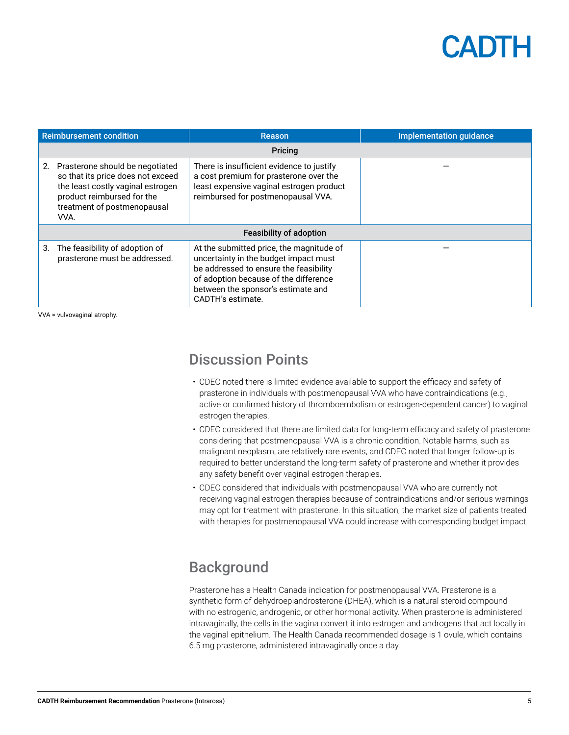| Reimbursement condition | Reason | Implementation guidance |
|---|---|---|
| **Pricing** | | |
| 2. Prasterone should be negotiated so that its price does not exceed the least costly vaginal estrogen product reimbursed for the treatment of postmenopausal VVA. | There is insufficient evidence to justify a cost premium for prasterone over the least expensive vaginal estrogen product reimbursed for postmenopausal VVA. | — |
| **Feasibility of adoption** | | |
| 3. The feasibility of adoption of prasterone must be addressed. | At the submitted price, the magnitude of uncertainty in the budget impact must be addressed to ensure the feasibility of adoption because of the difference between the sponsor's estimate and CADTH's estimate. | — |

VVA = vulvovaginal atrophy.

## Discussion Points

- CDEC noted there is limited evidence available to support the efficacy and safety of prasterone in individuals with postmenopausal VVA who have contraindications (e.g., active or confirmed history of thromboembolism or estrogen-dependent cancer) to vaginal estrogen therapies.
- CDEC considered that there are limited data for long-term efficacy and safety of prasterone considering that postmenopausal VVA is a chronic condition. Notable harms, such as malignant neoplasm, are relatively rare events, and CDEC noted that longer follow-up is required to better understand the long-term safety of prasterone and whether it provides any safety benefit over vaginal estrogen therapies.
- CDEC considered that individuals with postmenopausal VVA who are currently not receiving vaginal estrogen therapies because of contraindications and/or serious warnings may opt for treatment with prasterone. In this situation, the market size of patients treated with therapies for postmenopausal VVA could increase with corresponding budget impact.

## Background

Prasterone has a Health Canada indication for postmenopausal VVA. Prasterone is a synthetic form of dehydroepiandrosterone (DHEA), which is a natural steroid compound with no estrogenic, androgenic, or other hormonal activity. When prasterone is administered intravaginally, the cells in the vagina convert it into estrogen and androgens that act locally in the vaginal epithelium. The Health Canada recommended dosage is 1 ovule, which contains 6.5 mg prasterone, administered intravaginally once a day.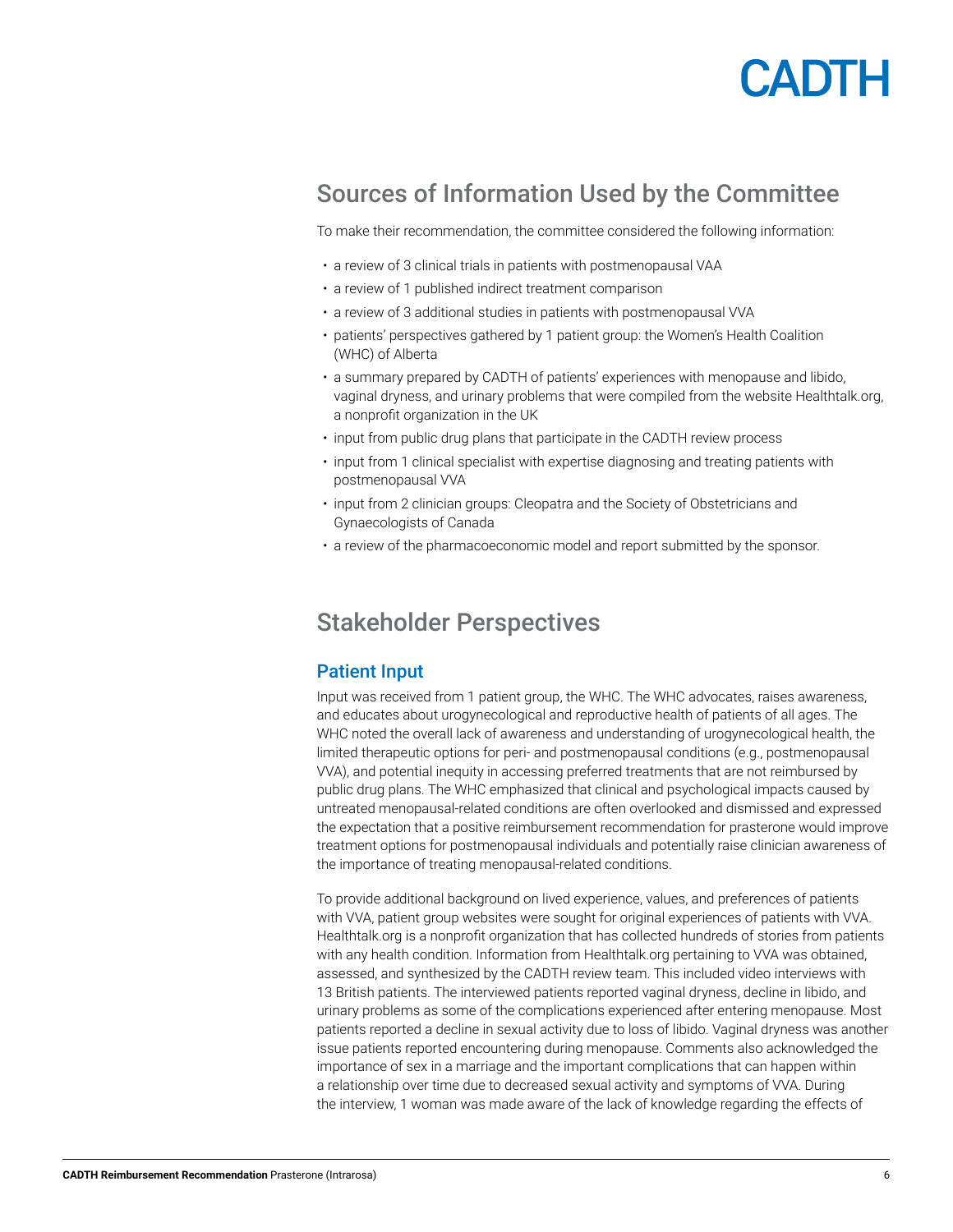## Sources of Information Used by the Committee

To make their recommendation, the committee considered the following information:

- a review of 3 clinical trials in patients with postmenopausal VAA
- a review of 1 published indirect treatment comparison
- a review of 3 additional studies in patients with postmenopausal VVA
- patients' perspectives gathered by 1 patient group: the Women's Health Coalition (WHC) of Alberta
- a summary prepared by CADTH of patients' experiences with menopause and libido, vaginal dryness, and urinary problems that were compiled from the website Healthtalk.org, a nonprofit organization in the UK
- input from public drug plans that participate in the CADTH review process
- input from 1 clinical specialist with expertise diagnosing and treating patients with postmenopausal VVA
- input from 2 clinician groups: Cleopatra and the Society of Obstetricians and Gynaecologists of Canada
- a review of the pharmacoeconomic model and report submitted by the sponsor.

## Stakeholder Perspectives

### Patient Input

Input was received from 1 patient group, the WHC. The WHC advocates, raises awareness, and educates about urogynecological and reproductive health of patients of all ages. The WHC noted the overall lack of awareness and understanding of urogynecological health, the limited therapeutic options for peri- and postmenopausal conditions (e.g., postmenopausal VVA), and potential inequity in accessing preferred treatments that are not reimbursed by public drug plans. The WHC emphasized that clinical and psychological impacts caused by untreated menopausal-related conditions are often overlooked and dismissed and expressed the expectation that a positive reimbursement recommendation for prasterone would improve treatment options for postmenopausal individuals and potentially raise clinician awareness of the importance of treating menopausal-related conditions.

To provide additional background on lived experience, values, and preferences of patients with VVA, patient group websites were sought for original experiences of patients with VVA. Healthtalk.org is a nonprofit organization that has collected hundreds of stories from patients with any health condition. Information from Healthtalk.org pertaining to VVA was obtained, assessed, and synthesized by the CADTH review team. This included video interviews with 13 British patients. The interviewed patients reported vaginal dryness, decline in libido, and urinary problems as some of the complications experienced after entering menopause. Most patients reported a decline in sexual activity due to loss of libido. Vaginal dryness was another issue patients reported encountering during menopause. Comments also acknowledged the importance of sex in a marriage and the important complications that can happen within a relationship over time due to decreased sexual activity and symptoms of VVA. During the interview, 1 woman was made aware of the lack of knowledge regarding the effects of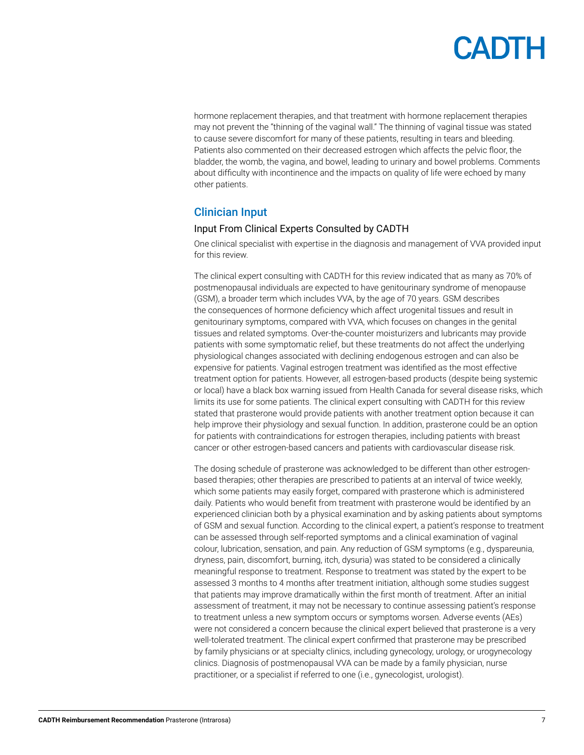hormone replacement therapies, and that treatment with hormone replacement therapies may not prevent the "thinning of the vaginal wall." The thinning of vaginal tissue was stated to cause severe discomfort for many of these patients, resulting in tears and bleeding. Patients also commented on their decreased estrogen which affects the pelvic floor, the bladder, the womb, the vagina, and bowel, leading to urinary and bowel problems. Comments about difficulty with incontinence and the impacts on quality of life were echoed by many other patients.

## Clinician Input

### Input From Clinical Experts Consulted by CADTH

One clinical specialist with expertise in the diagnosis and management of VVA provided input for this review.

The clinical expert consulting with CADTH for this review indicated that as many as 70% of postmenopausal individuals are expected to have genitourinary syndrome of menopause (GSM), a broader term which includes VVA, by the age of 70 years. GSM describes the consequences of hormone deficiency which affect urogenital tissues and result in genitourinary symptoms, compared with VVA, which focuses on changes in the genital tissues and related symptoms. Over-the-counter moisturizers and lubricants may provide patients with some symptomatic relief, but these treatments do not affect the underlying physiological changes associated with declining endogenous estrogen and can also be expensive for patients. Vaginal estrogen treatment was identified as the most effective treatment option for patients. However, all estrogen-based products (despite being systemic or local) have a black box warning issued from Health Canada for several disease risks, which limits its use for some patients. The clinical expert consulting with CADTH for this review stated that prasterone would provide patients with another treatment option because it can help improve their physiology and sexual function. In addition, prasterone could be an option for patients with contraindications for estrogen therapies, including patients with breast cancer or other estrogen-based cancers and patients with cardiovascular disease risk.

The dosing schedule of prasterone was acknowledged to be different than other estrogen-based therapies; other therapies are prescribed to patients at an interval of twice weekly, which some patients may easily forget, compared with prasterone which is administered daily. Patients who would benefit from treatment with prasterone would be identified by an experienced clinician both by a physical examination and by asking patients about symptoms of GSM and sexual function. According to the clinical expert, a patient's response to treatment can be assessed through self-reported symptoms and a clinical examination of vaginal colour, lubrication, sensation, and pain. Any reduction of GSM symptoms (e.g., dyspareunia, dryness, pain, discomfort, burning, itch, dysuria) was stated to be considered a clinically meaningful response to treatment. Response to treatment was stated by the expert to be assessed 3 months to 4 months after treatment initiation, although some studies suggest that patients may improve dramatically within the first month of treatment. After an initial assessment of treatment, it may not be necessary to continue assessing patient's response to treatment unless a new symptom occurs or symptoms worsen. Adverse events (AEs) were not considered a concern because the clinical expert believed that prasterone is a very well-tolerated treatment. The clinical expert confirmed that prasterone may be prescribed by family physicians or at specialty clinics, including gynecology, urology, or urogynecology clinics. Diagnosis of postmenopausal VVA can be made by a family physician, nurse practitioner, or a specialist if referred to one (i.e., gynecologist, urologist).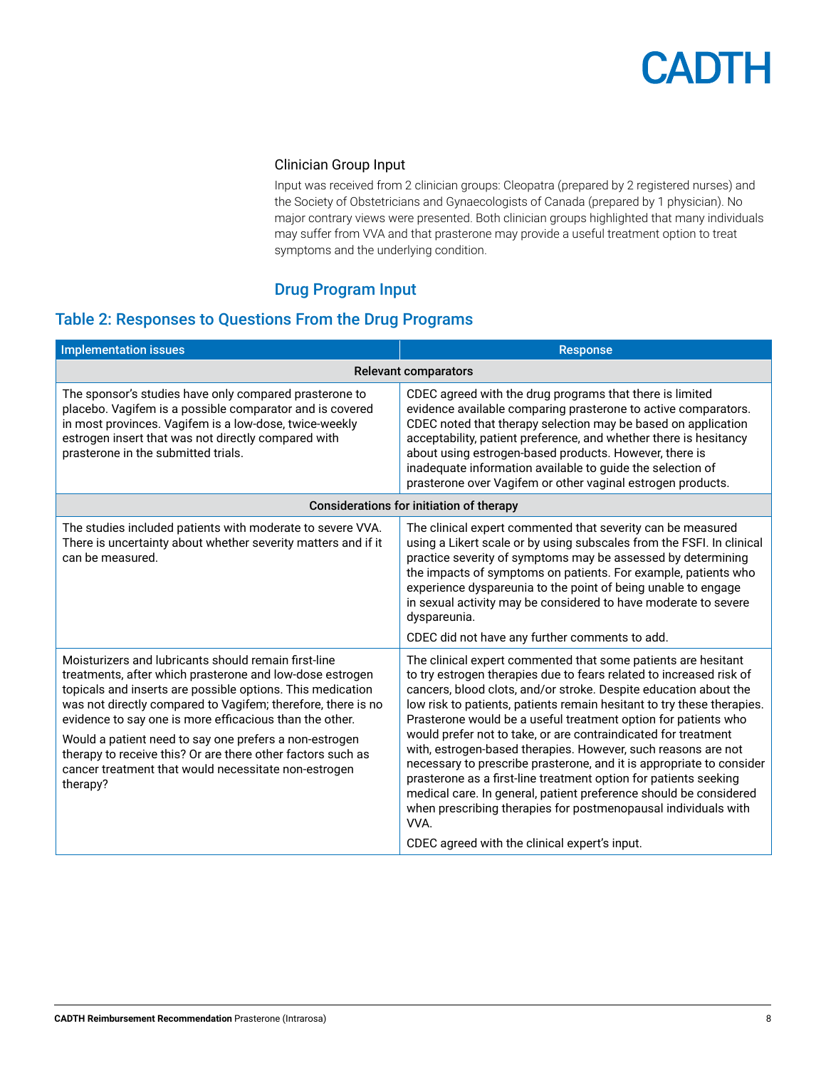### Clinician Group Input

Input was received from 2 clinician groups: Cleopatra (prepared by 2 registered nurses) and the Society of Obstetricians and Gynaecologists of Canada (prepared by 1 physician). No major contrary views were presented. Both clinician groups highlighted that many individuals may suffer from VVA and that prasterone may provide a useful treatment option to treat symptoms and the underlying condition.

## Drug Program Input

## Table 2: Responses to Questions From the Drug Programs

| Implementation issues | Response |
|---|---|
| **Relevant comparators** | |
| The sponsor's studies have only compared prasterone to placebo. Vagifem is a possible comparator and is covered in most provinces. Vagifem is a low-dose, twice-weekly estrogen insert that was not directly compared with prasterone in the submitted trials. | CDEC agreed with the drug programs that there is limited evidence available comparing prasterone to active comparators. CDEC noted that therapy selection may be based on application acceptability, patient preference, and whether there is hesitancy about using estrogen-based products. However, there is inadequate information available to guide the selection of prasterone over Vagifem or other vaginal estrogen products. |
| **Considerations for initiation of therapy** | |
| The studies included patients with moderate to severe VVA. There is uncertainty about whether severity matters and if it can be measured. | The clinical expert commented that severity can be measured using a Likert scale or by using subscales from the FSFI. In clinical practice severity of symptoms may be assessed by determining the impacts of symptoms on patients. For example, patients who experience dyspareunia to the point of being unable to engage in sexual activity may be considered to have moderate to severe dyspareunia.<br><br>CDEC did not have any further comments to add. |
| Moisturizers and lubricants should remain first-line treatments, after which prasterone and low-dose estrogen topicals and inserts are possible options. This medication was not directly compared to Vagifem; therefore, there is no evidence to say one is more efficacious than the other.<br><br>Would a patient need to say one prefers a non-estrogen therapy to receive this? Or are there other factors such as cancer treatment that would necessitate non-estrogen therapy? | The clinical expert commented that some patients are hesitant to try estrogen therapies due to fears related to increased risk of cancers, blood clots, and/or stroke. Despite education about the low risk to patients, patients remain hesitant to try these therapies. Prasterone would be a useful treatment option for patients who would prefer not to take, or are contraindicated for treatment with, estrogen-based therapies. However, such reasons are not necessary to prescribe prasterone, and it is appropriate to consider prasterone as a first-line treatment option for patients seeking medical care. In general, patient preference should be considered when prescribing therapies for postmenopausal individuals with VVA.<br><br>CDEC agreed with the clinical expert's input. |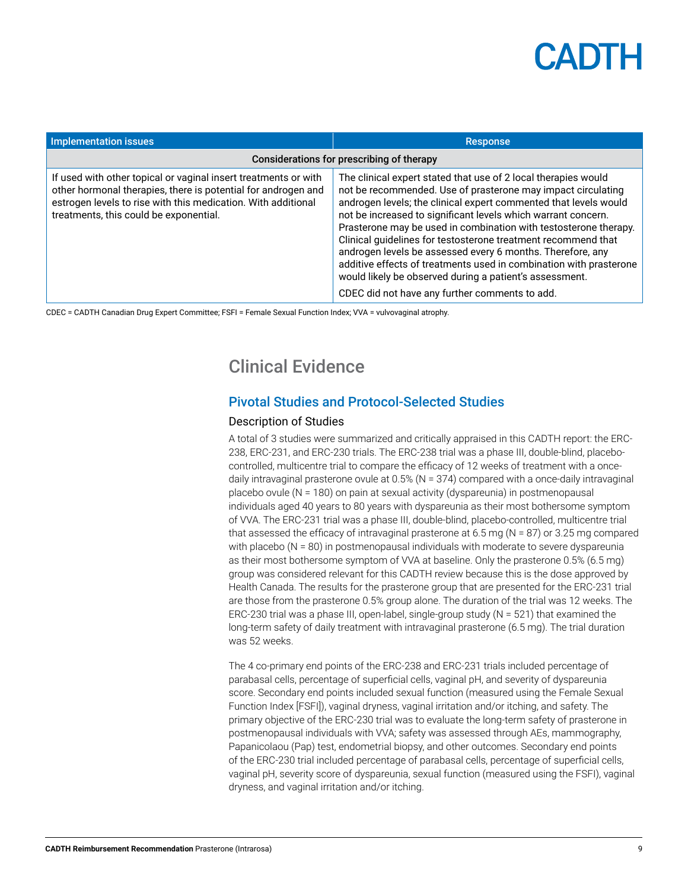| Implementation issues | Response |
| --- | --- |
| **Considerations for prescribing of therapy** | |
| If used with other topical or vaginal insert treatments or with other hormonal therapies, there is potential for androgen and estrogen levels to rise with this medication. With additional treatments, this could be exponential. | The clinical expert stated that use of 2 local therapies would not be recommended. Use of prasterone may impact circulating androgen levels; the clinical expert commented that levels would not be increased to significant levels which warrant concern. Prasterone may be used in combination with testosterone therapy. Clinical guidelines for testosterone treatment recommend that androgen levels be assessed every 6 months. Therefore, any additive effects of treatments used in combination with prasterone would likely be observed during a patient's assessment.<br><br>CDEC did not have any further comments to add. |

CDEC = CADTH Canadian Drug Expert Committee; FSFI = Female Sexual Function Index; VVA = vulvovaginal atrophy.

## Clinical Evidence

### Pivotal Studies and Protocol-Selected Studies

#### Description of Studies

A total of 3 studies were summarized and critically appraised in this CADTH report: the ERC-238, ERC-231, and ERC-230 trials. The ERC-238 trial was a phase III, double-blind, placebo-controlled, multicentre trial to compare the efficacy of 12 weeks of treatment with a once-daily intravaginal prasterone ovule at 0.5% (N = 374) compared with a once-daily intravaginal placebo ovule (N = 180) on pain at sexual activity (dyspareunia) in postmenopausal individuals aged 40 years to 80 years with dyspareunia as their most bothersome symptom of VVA. The ERC-231 trial was a phase III, double-blind, placebo-controlled, multicentre trial that assessed the efficacy of intravaginal prasterone at 6.5 mg (N = 87) or 3.25 mg compared with placebo (N = 80) in postmenopausal individuals with moderate to severe dyspareunia as their most bothersome symptom of VVA at baseline. Only the prasterone 0.5% (6.5 mg) group was considered relevant for this CADTH review because this is the dose approved by Health Canada. The results for the prasterone group that are presented for the ERC-231 trial are those from the prasterone 0.5% group alone. The duration of the trial was 12 weeks. The ERC-230 trial was a phase III, open-label, single-group study (N = 521) that examined the long-term safety of daily treatment with intravaginal prasterone (6.5 mg). The trial duration was 52 weeks.

The 4 co-primary end points of the ERC-238 and ERC-231 trials included percentage of parabasal cells, percentage of superficial cells, vaginal pH, and severity of dyspareunia score. Secondary end points included sexual function (measured using the Female Sexual Function Index [FSFI]), vaginal dryness, vaginal irritation and/or itching, and safety. The primary objective of the ERC-230 trial was to evaluate the long-term safety of prasterone in postmenopausal individuals with VVA; safety was assessed through AEs, mammography, Papanicolaou (Pap) test, endometrial biopsy, and other outcomes. Secondary end points of the ERC-230 trial included percentage of parabasal cells, percentage of superficial cells, vaginal pH, severity score of dyspareunia, sexual function (measured using the FSFI), vaginal dryness, and vaginal irritation and/or itching.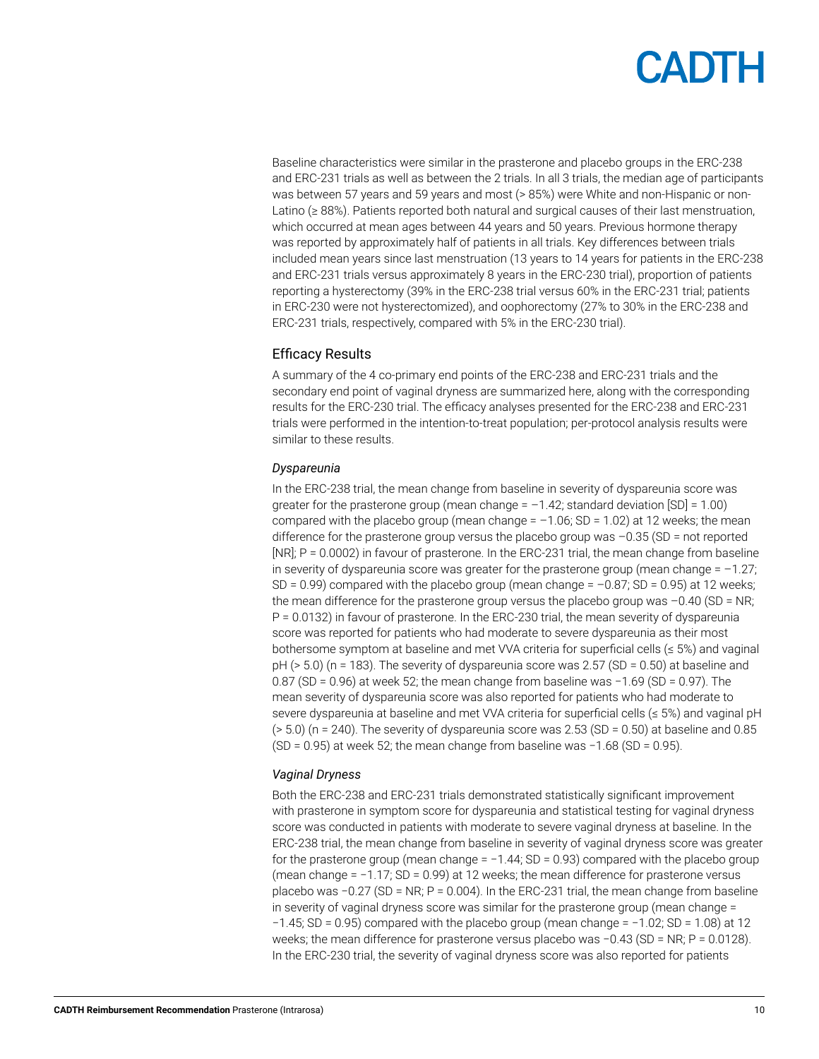Baseline characteristics were similar in the prasterone and placebo groups in the ERC-238 and ERC-231 trials as well as between the 2 trials. In all 3 trials, the median age of participants was between 57 years and 59 years and most (> 85%) were White and non-Hispanic or non-Latino (≥ 88%). Patients reported both natural and surgical causes of their last menstruation, which occurred at mean ages between 44 years and 50 years. Previous hormone therapy was reported by approximately half of patients in all trials. Key differences between trials included mean years since last menstruation (13 years to 14 years for patients in the ERC-238 and ERC-231 trials versus approximately 8 years in the ERC-230 trial), proportion of patients reporting a hysterectomy (39% in the ERC-238 trial versus 60% in the ERC-231 trial; patients in ERC-230 were not hysterectomized), and oophorectomy (27% to 30% in the ERC-238 and ERC-231 trials, respectively, compared with 5% in the ERC-230 trial).

## Efficacy Results

A summary of the 4 co-primary end points of the ERC-238 and ERC-231 trials and the secondary end point of vaginal dryness are summarized here, along with the corresponding results for the ERC-230 trial. The efficacy analyses presented for the ERC-238 and ERC-231 trials were performed in the intention-to-treat population; per-protocol analysis results were similar to these results.

### *Dyspareunia*

In the ERC-238 trial, the mean change from baseline in severity of dyspareunia score was greater for the prasterone group (mean change = −1.42; standard deviation [SD] = 1.00) compared with the placebo group (mean change = −1.06; SD = 1.02) at 12 weeks; the mean difference for the prasterone group versus the placebo group was −0.35 (SD = not reported [NR]; P = 0.0002) in favour of prasterone. In the ERC-231 trial, the mean change from baseline in severity of dyspareunia score was greater for the prasterone group (mean change = −1.27; SD = 0.99) compared with the placebo group (mean change = −0.87; SD = 0.95) at 12 weeks; the mean difference for the prasterone group versus the placebo group was −0.40 (SD = NR; P = 0.0132) in favour of prasterone. In the ERC-230 trial, the mean severity of dyspareunia score was reported for patients who had moderate to severe dyspareunia as their most bothersome symptom at baseline and met VVA criteria for superficial cells (≤ 5%) and vaginal pH (> 5.0) (n = 183). The severity of dyspareunia score was 2.57 (SD = 0.50) at baseline and 0.87 (SD = 0.96) at week 52; the mean change from baseline was −1.69 (SD = 0.97). The mean severity of dyspareunia score was also reported for patients who had moderate to severe dyspareunia at baseline and met VVA criteria for superficial cells (≤ 5%) and vaginal pH (> 5.0) (n = 240). The severity of dyspareunia score was 2.53 (SD = 0.50) at baseline and 0.85 (SD = 0.95) at week 52; the mean change from baseline was −1.68 (SD = 0.95).

### *Vaginal Dryness*

Both the ERC-238 and ERC-231 trials demonstrated statistically significant improvement with prasterone in symptom score for dyspareunia and statistical testing for vaginal dryness score was conducted in patients with moderate to severe vaginal dryness at baseline. In the ERC-238 trial, the mean change from baseline in severity of vaginal dryness score was greater for the prasterone group (mean change = −1.44; SD = 0.93) compared with the placebo group (mean change = −1.17; SD = 0.99) at 12 weeks; the mean difference for prasterone versus placebo was −0.27 (SD = NR; P = 0.004). In the ERC-231 trial, the mean change from baseline in severity of vaginal dryness score was similar for the prasterone group (mean change = −1.45; SD = 0.95) compared with the placebo group (mean change = −1.02; SD = 1.08) at 12 weeks; the mean difference for prasterone versus placebo was −0.43 (SD = NR; P = 0.0128). In the ERC-230 trial, the severity of vaginal dryness score was also reported for patients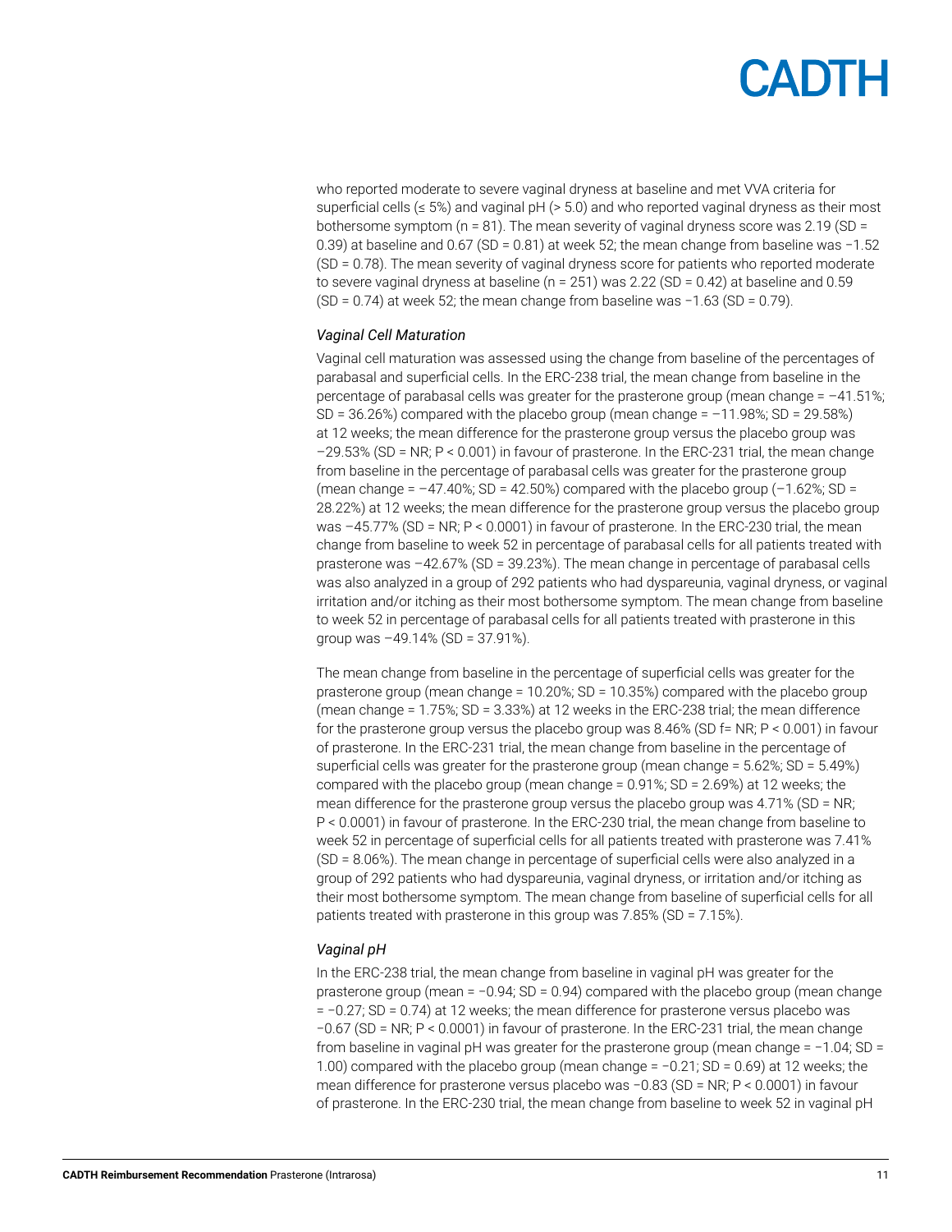who reported moderate to severe vaginal dryness at baseline and met VVA criteria for superficial cells (≤ 5%) and vaginal pH (> 5.0) and who reported vaginal dryness as their most bothersome symptom (n = 81). The mean severity of vaginal dryness score was 2.19 (SD = 0.39) at baseline and 0.67 (SD = 0.81) at week 52; the mean change from baseline was −1.52 (SD = 0.78). The mean severity of vaginal dryness score for patients who reported moderate to severe vaginal dryness at baseline (n = 251) was 2.22 (SD = 0.42) at baseline and 0.59 (SD = 0.74) at week 52; the mean change from baseline was −1.63 (SD = 0.79).

*Vaginal Cell Maturation*

Vaginal cell maturation was assessed using the change from baseline of the percentages of parabasal and superficial cells. In the ERC-238 trial, the mean change from baseline in the percentage of parabasal cells was greater for the prasterone group (mean change = −41.51%; SD = 36.26%) compared with the placebo group (mean change = −11.98%; SD = 29.58%) at 12 weeks; the mean difference for the prasterone group versus the placebo group was −29.53% (SD = NR; P < 0.001) in favour of prasterone. In the ERC-231 trial, the mean change from baseline in the percentage of parabasal cells was greater for the prasterone group (mean change = −47.40%; SD = 42.50%) compared with the placebo group (−1.62%; SD = 28.22%) at 12 weeks; the mean difference for the prasterone group versus the placebo group was −45.77% (SD = NR; P < 0.0001) in favour of prasterone. In the ERC-230 trial, the mean change from baseline to week 52 in percentage of parabasal cells for all patients treated with prasterone was −42.67% (SD = 39.23%). The mean change in percentage of parabasal cells was also analyzed in a group of 292 patients who had dyspareunia, vaginal dryness, or vaginal irritation and/or itching as their most bothersome symptom. The mean change from baseline to week 52 in percentage of parabasal cells for all patients treated with prasterone in this group was −49.14% (SD = 37.91%).

The mean change from baseline in the percentage of superficial cells was greater for the prasterone group (mean change = 10.20%; SD = 10.35%) compared with the placebo group (mean change = 1.75%; SD = 3.33%) at 12 weeks in the ERC-238 trial; the mean difference for the prasterone group versus the placebo group was 8.46% (SD f= NR; P < 0.001) in favour of prasterone. In the ERC-231 trial, the mean change from baseline in the percentage of superficial cells was greater for the prasterone group (mean change = 5.62%; SD = 5.49%) compared with the placebo group (mean change = 0.91%; SD = 2.69%) at 12 weeks; the mean difference for the prasterone group versus the placebo group was 4.71% (SD = NR; P < 0.0001) in favour of prasterone. In the ERC-230 trial, the mean change from baseline to week 52 in percentage of superficial cells for all patients treated with prasterone was 7.41% (SD = 8.06%). The mean change in percentage of superficial cells were also analyzed in a group of 292 patients who had dyspareunia, vaginal dryness, or irritation and/or itching as their most bothersome symptom. The mean change from baseline of superficial cells for all patients treated with prasterone in this group was 7.85% (SD = 7.15%).

*Vaginal pH*

In the ERC-238 trial, the mean change from baseline in vaginal pH was greater for the prasterone group (mean = −0.94; SD = 0.94) compared with the placebo group (mean change = −0.27; SD = 0.74) at 12 weeks; the mean difference for prasterone versus placebo was −0.67 (SD = NR; P < 0.0001) in favour of prasterone. In the ERC-231 trial, the mean change from baseline in vaginal pH was greater for the prasterone group (mean change = −1.04; SD = 1.00) compared with the placebo group (mean change = −0.21; SD = 0.69) at 12 weeks; the mean difference for prasterone versus placebo was −0.83 (SD = NR; P < 0.0001) in favour of prasterone. In the ERC-230 trial, the mean change from baseline to week 52 in vaginal pH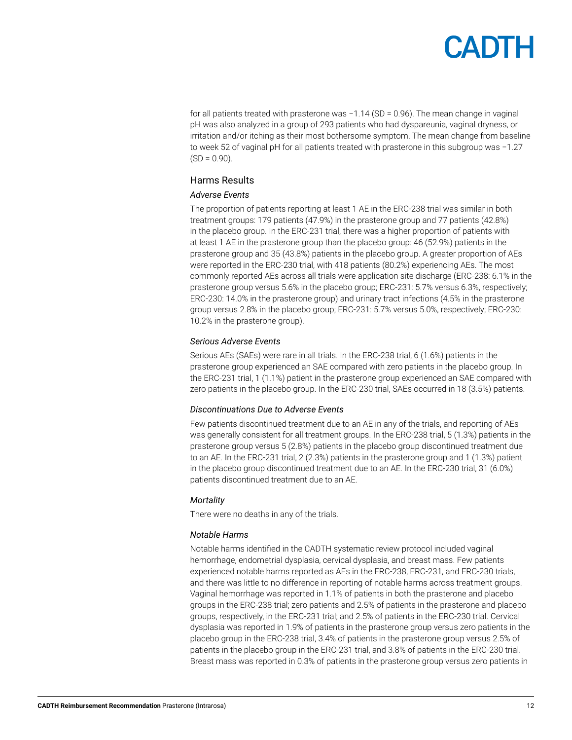for all patients treated with prasterone was −1.14 (SD = 0.96). The mean change in vaginal pH was also analyzed in a group of 293 patients who had dyspareunia, vaginal dryness, or irritation and/or itching as their most bothersome symptom. The mean change from baseline to week 52 of vaginal pH for all patients treated with prasterone in this subgroup was −1.27 (SD = 0.90).

## Harms Results

### *Adverse Events*

The proportion of patients reporting at least 1 AE in the ERC-238 trial was similar in both treatment groups: 179 patients (47.9%) in the prasterone group and 77 patients (42.8%) in the placebo group. In the ERC-231 trial, there was a higher proportion of patients with at least 1 AE in the prasterone group than the placebo group: 46 (52.9%) patients in the prasterone group and 35 (43.8%) patients in the placebo group. A greater proportion of AEs were reported in the ERC-230 trial, with 418 patients (80.2%) experiencing AEs. The most commonly reported AEs across all trials were application site discharge (ERC-238: 6.1% in the prasterone group versus 5.6% in the placebo group; ERC-231: 5.7% versus 6.3%, respectively; ERC-230: 14.0% in the prasterone group) and urinary tract infections (4.5% in the prasterone group versus 2.8% in the placebo group; ERC-231: 5.7% versus 5.0%, respectively; ERC-230: 10.2% in the prasterone group).

### *Serious Adverse Events*

Serious AEs (SAEs) were rare in all trials. In the ERC-238 trial, 6 (1.6%) patients in the prasterone group experienced an SAE compared with zero patients in the placebo group. In the ERC-231 trial, 1 (1.1%) patient in the prasterone group experienced an SAE compared with zero patients in the placebo group. In the ERC-230 trial, SAEs occurred in 18 (3.5%) patients.

### *Discontinuations Due to Adverse Events*

Few patients discontinued treatment due to an AE in any of the trials, and reporting of AEs was generally consistent for all treatment groups. In the ERC-238 trial, 5 (1.3%) patients in the prasterone group versus 5 (2.8%) patients in the placebo group discontinued treatment due to an AE. In the ERC-231 trial, 2 (2.3%) patients in the prasterone group and 1 (1.3%) patient in the placebo group discontinued treatment due to an AE. In the ERC-230 trial, 31 (6.0%) patients discontinued treatment due to an AE.

### *Mortality*

There were no deaths in any of the trials.

### *Notable Harms*

Notable harms identified in the CADTH systematic review protocol included vaginal hemorrhage, endometrial dysplasia, cervical dysplasia, and breast mass. Few patients experienced notable harms reported as AEs in the ERC-238, ERC-231, and ERC-230 trials, and there was little to no difference in reporting of notable harms across treatment groups. Vaginal hemorrhage was reported in 1.1% of patients in both the prasterone and placebo groups in the ERC-238 trial; zero patients and 2.5% of patients in the prasterone and placebo groups, respectively, in the ERC-231 trial; and 2.5% of patients in the ERC-230 trial. Cervical dysplasia was reported in 1.9% of patients in the prasterone group versus zero patients in the placebo group in the ERC-238 trial, 3.4% of patients in the prasterone group versus 2.5% of patients in the placebo group in the ERC-231 trial, and 3.8% of patients in the ERC-230 trial. Breast mass was reported in 0.3% of patients in the prasterone group versus zero patients in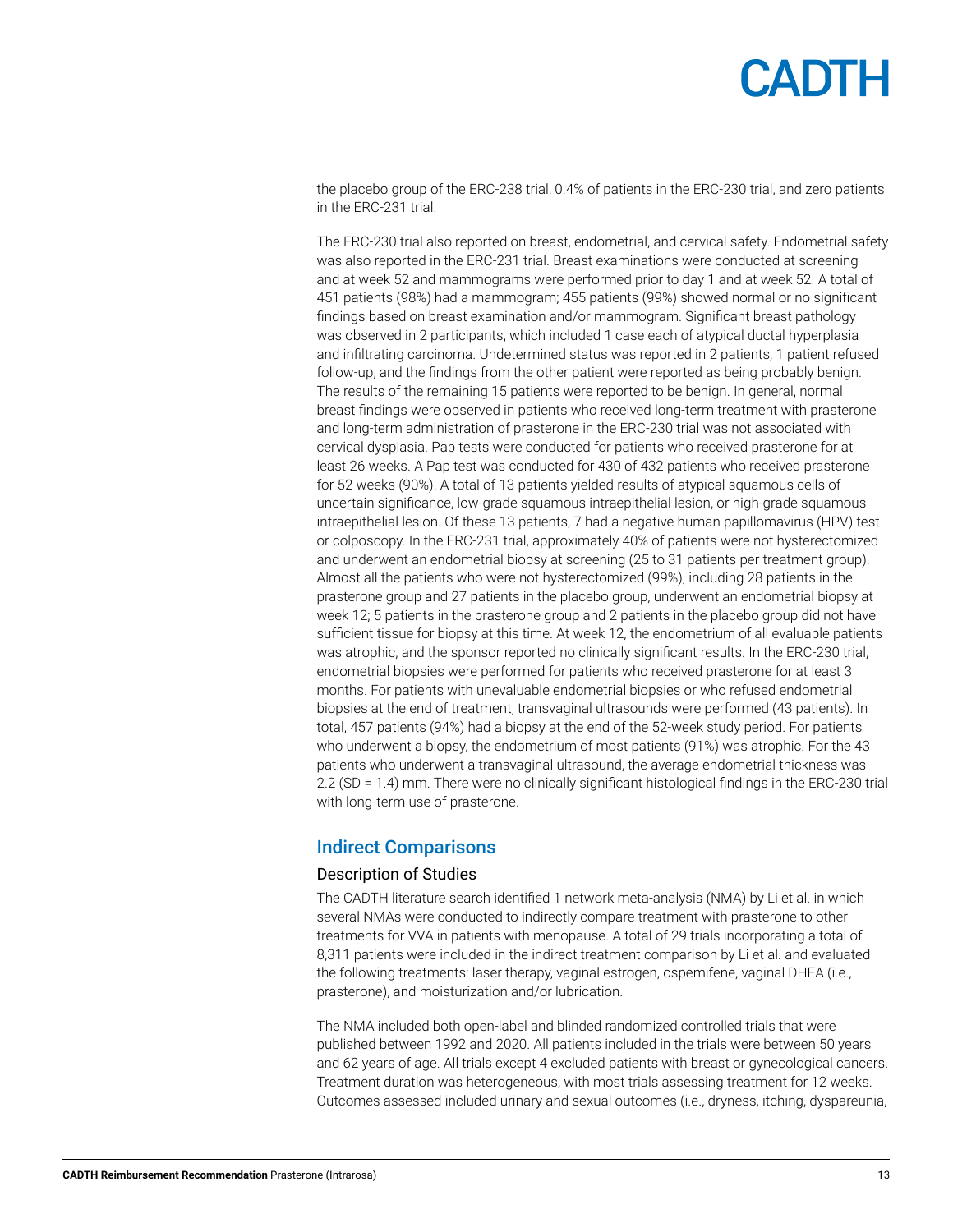the placebo group of the ERC-238 trial, 0.4% of patients in the ERC-230 trial, and zero patients in the ERC-231 trial.

The ERC-230 trial also reported on breast, endometrial, and cervical safety. Endometrial safety was also reported in the ERC-231 trial. Breast examinations were conducted at screening and at week 52 and mammograms were performed prior to day 1 and at week 52. A total of 451 patients (98%) had a mammogram; 455 patients (99%) showed normal or no significant findings based on breast examination and/or mammogram. Significant breast pathology was observed in 2 participants, which included 1 case each of atypical ductal hyperplasia and infiltrating carcinoma. Undetermined status was reported in 2 patients, 1 patient refused follow-up, and the findings from the other patient were reported as being probably benign. The results of the remaining 15 patients were reported to be benign. In general, normal breast findings were observed in patients who received long-term treatment with prasterone and long-term administration of prasterone in the ERC-230 trial was not associated with cervical dysplasia. Pap tests were conducted for patients who received prasterone for at least 26 weeks. A Pap test was conducted for 430 of 432 patients who received prasterone for 52 weeks (90%). A total of 13 patients yielded results of atypical squamous cells of uncertain significance, low-grade squamous intraepithelial lesion, or high-grade squamous intraepithelial lesion. Of these 13 patients, 7 had a negative human papillomavirus (HPV) test or colposcopy. In the ERC-231 trial, approximately 40% of patients were not hysterectomized and underwent an endometrial biopsy at screening (25 to 31 patients per treatment group). Almost all the patients who were not hysterectomized (99%), including 28 patients in the prasterone group and 27 patients in the placebo group, underwent an endometrial biopsy at week 12; 5 patients in the prasterone group and 2 patients in the placebo group did not have sufficient tissue for biopsy at this time. At week 12, the endometrium of all evaluable patients was atrophic, and the sponsor reported no clinically significant results. In the ERC-230 trial, endometrial biopsies were performed for patients who received prasterone for at least 3 months. For patients with unevaluable endometrial biopsies or who refused endometrial biopsies at the end of treatment, transvaginal ultrasounds were performed (43 patients). In total, 457 patients (94%) had a biopsy at the end of the 52-week study period. For patients who underwent a biopsy, the endometrium of most patients (91%) was atrophic. For the 43 patients who underwent a transvaginal ultrasound, the average endometrial thickness was 2.2 (SD = 1.4) mm. There were no clinically significant histological findings in the ERC-230 trial with long-term use of prasterone.

## Indirect Comparisons

### Description of Studies

The CADTH literature search identified 1 network meta-analysis (NMA) by Li et al. in which several NMAs were conducted to indirectly compare treatment with prasterone to other treatments for VVA in patients with menopause. A total of 29 trials incorporating a total of 8,311 patients were included in the indirect treatment comparison by Li et al. and evaluated the following treatments: laser therapy, vaginal estrogen, ospemifene, vaginal DHEA (i.e., prasterone), and moisturization and/or lubrication.

The NMA included both open-label and blinded randomized controlled trials that were published between 1992 and 2020. All patients included in the trials were between 50 years and 62 years of age. All trials except 4 excluded patients with breast or gynecological cancers. Treatment duration was heterogeneous, with most trials assessing treatment for 12 weeks. Outcomes assessed included urinary and sexual outcomes (i.e., dryness, itching, dyspareunia,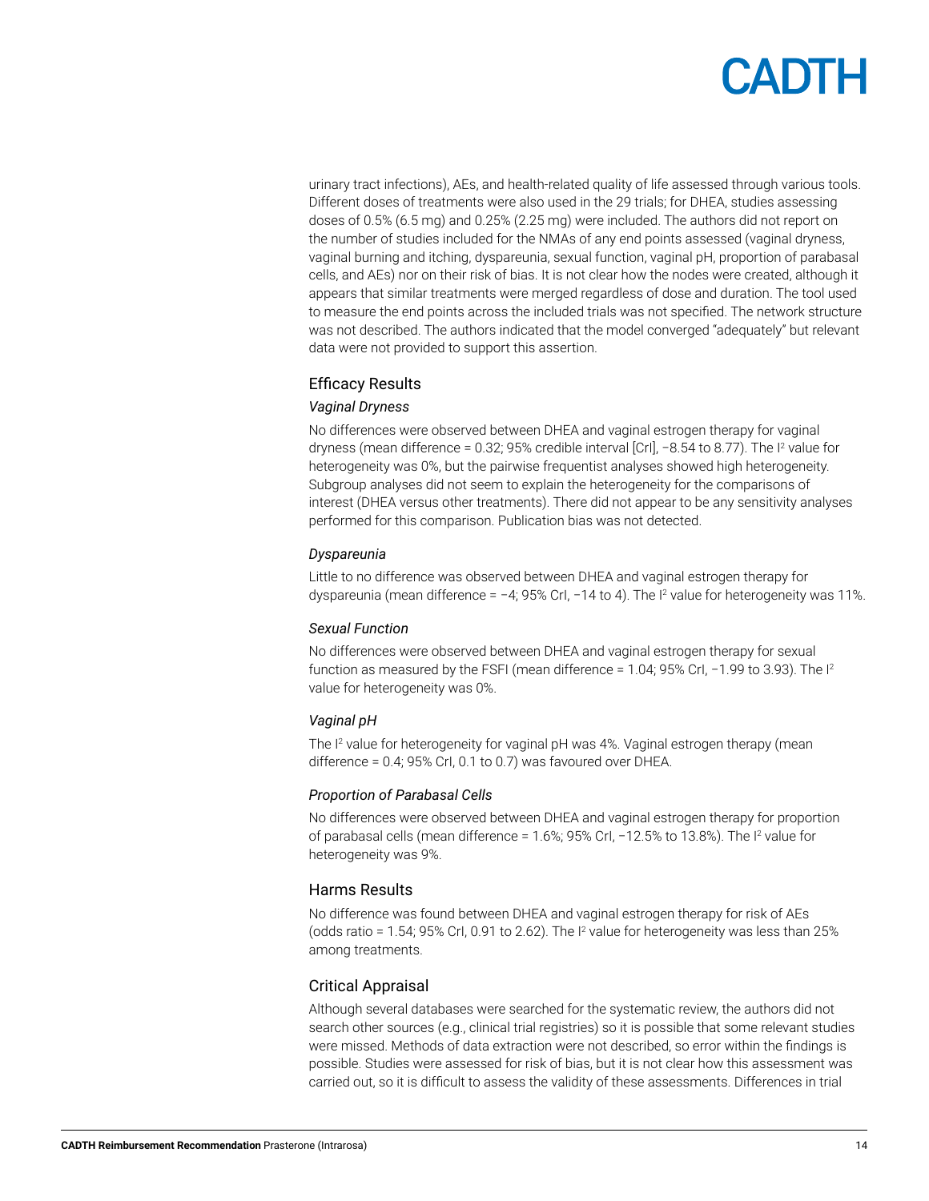urinary tract infections), AEs, and health-related quality of life assessed through various tools. Different doses of treatments were also used in the 29 trials; for DHEA, studies assessing doses of 0.5% (6.5 mg) and 0.25% (2.25 mg) were included. The authors did not report on the number of studies included for the NMAs of any end points assessed (vaginal dryness, vaginal burning and itching, dyspareunia, sexual function, vaginal pH, proportion of parabasal cells, and AEs) nor on their risk of bias. It is not clear how the nodes were created, although it appears that similar treatments were merged regardless of dose and duration. The tool used to measure the end points across the included trials was not specified. The network structure was not described. The authors indicated that the model converged "adequately" but relevant data were not provided to support this assertion.

## Efficacy Results

### *Vaginal Dryness*

No differences were observed between DHEA and vaginal estrogen therapy for vaginal dryness (mean difference = 0.32; 95% credible interval [CrI], −8.54 to 8.77). The $I^2$ value for heterogeneity was 0%, but the pairwise frequentist analyses showed high heterogeneity. Subgroup analyses did not seem to explain the heterogeneity for the comparisons of interest (DHEA versus other treatments). There did not appear to be any sensitivity analyses performed for this comparison. Publication bias was not detected.

### *Dyspareunia*

Little to no difference was observed between DHEA and vaginal estrogen therapy for dyspareunia (mean difference = −4; 95% CrI, −14 to 4). The $I^2$ value for heterogeneity was 11%.

### *Sexual Function*

No differences were observed between DHEA and vaginal estrogen therapy for sexual function as measured by the FSFI (mean difference = 1.04; 95% CrI, −1.99 to 3.93). The $I^2$ value for heterogeneity was 0%.

### *Vaginal pH*

The $I^2$ value for heterogeneity for vaginal pH was 4%. Vaginal estrogen therapy (mean difference = 0.4; 95% CrI, 0.1 to 0.7) was favoured over DHEA.

### *Proportion of Parabasal Cells*

No differences were observed between DHEA and vaginal estrogen therapy for proportion of parabasal cells (mean difference = 1.6%; 95% CrI, −12.5% to 13.8%). The $I^2$ value for heterogeneity was 9%.

## Harms Results

No difference was found between DHEA and vaginal estrogen therapy for risk of AEs (odds ratio = 1.54; 95% CrI, 0.91 to 2.62). The $I^2$ value for heterogeneity was less than 25% among treatments.

## Critical Appraisal

Although several databases were searched for the systematic review, the authors did not search other sources (e.g., clinical trial registries) so it is possible that some relevant studies were missed. Methods of data extraction were not described, so error within the findings is possible. Studies were assessed for risk of bias, but it is not clear how this assessment was carried out, so it is difficult to assess the validity of these assessments. Differences in trial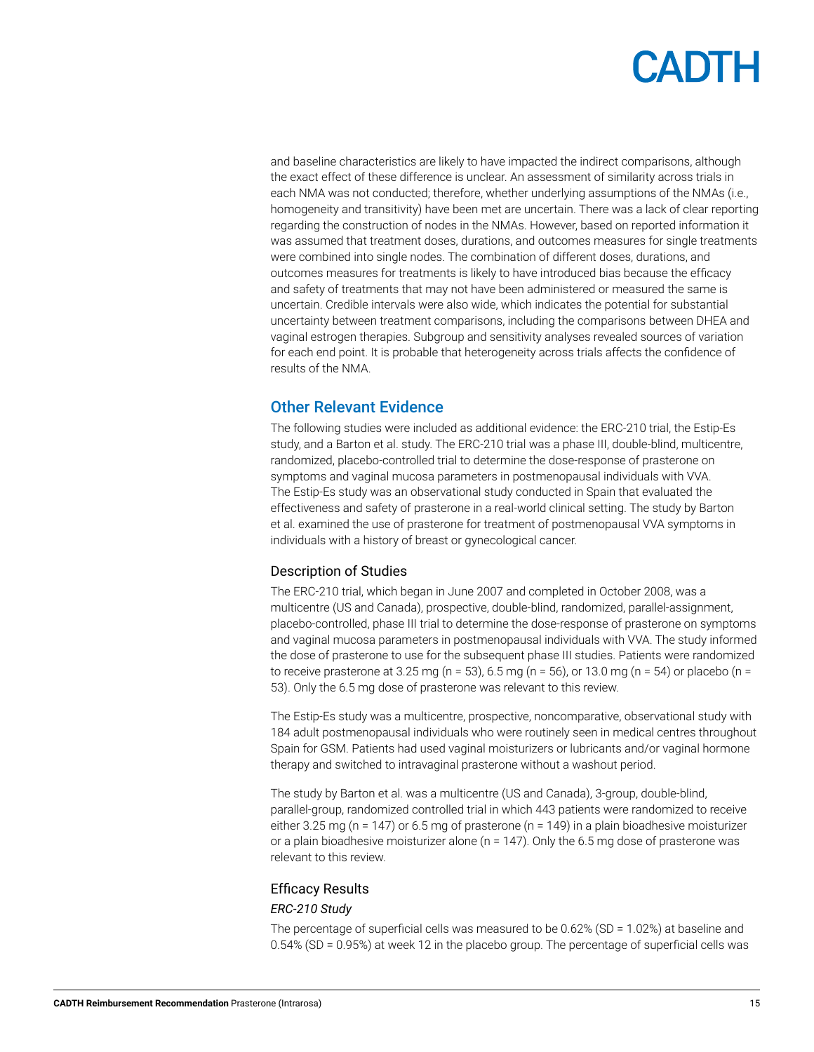and baseline characteristics are likely to have impacted the indirect comparisons, although the exact effect of these difference is unclear. An assessment of similarity across trials in each NMA was not conducted; therefore, whether underlying assumptions of the NMAs (i.e., homogeneity and transitivity) have been met are uncertain. There was a lack of clear reporting regarding the construction of nodes in the NMAs. However, based on reported information it was assumed that treatment doses, durations, and outcomes measures for single treatments were combined into single nodes. The combination of different doses, durations, and outcomes measures for treatments is likely to have introduced bias because the efficacy and safety of treatments that may not have been administered or measured the same is uncertain. Credible intervals were also wide, which indicates the potential for substantial uncertainty between treatment comparisons, including the comparisons between DHEA and vaginal estrogen therapies. Subgroup and sensitivity analyses revealed sources of variation for each end point. It is probable that heterogeneity across trials affects the confidence of results of the NMA.

## Other Relevant Evidence

The following studies were included as additional evidence: the ERC-210 trial, the Estip-Es study, and a Barton et al. study. The ERC-210 trial was a phase III, double-blind, multicentre, randomized, placebo-controlled trial to determine the dose-response of prasterone on symptoms and vaginal mucosa parameters in postmenopausal individuals with VVA. The Estip-Es study was an observational study conducted in Spain that evaluated the effectiveness and safety of prasterone in a real-world clinical setting. The study by Barton et al. examined the use of prasterone for treatment of postmenopausal VVA symptoms in individuals with a history of breast or gynecological cancer.

### Description of Studies

The ERC-210 trial, which began in June 2007 and completed in October 2008, was a multicentre (US and Canada), prospective, double-blind, randomized, parallel-assignment, placebo-controlled, phase III trial to determine the dose-response of prasterone on symptoms and vaginal mucosa parameters in postmenopausal individuals with VVA. The study informed the dose of prasterone to use for the subsequent phase III studies. Patients were randomized to receive prasterone at 3.25 mg (n = 53), 6.5 mg (n = 56), or 13.0 mg (n = 54) or placebo (n = 53). Only the 6.5 mg dose of prasterone was relevant to this review.

The Estip-Es study was a multicentre, prospective, noncomparative, observational study with 184 adult postmenopausal individuals who were routinely seen in medical centres throughout Spain for GSM. Patients had used vaginal moisturizers or lubricants and/or vaginal hormone therapy and switched to intravaginal prasterone without a washout period.

The study by Barton et al. was a multicentre (US and Canada), 3-group, double-blind, parallel-group, randomized controlled trial in which 443 patients were randomized to receive either 3.25 mg (n = 147) or 6.5 mg of prasterone (n = 149) in a plain bioadhesive moisturizer or a plain bioadhesive moisturizer alone (n = 147). Only the 6.5 mg dose of prasterone was relevant to this review.

### Efficacy Results

*ERC-210 Study*

The percentage of superficial cells was measured to be 0.62% (SD = 1.02%) at baseline and 0.54% (SD = 0.95%) at week 12 in the placebo group. The percentage of superficial cells was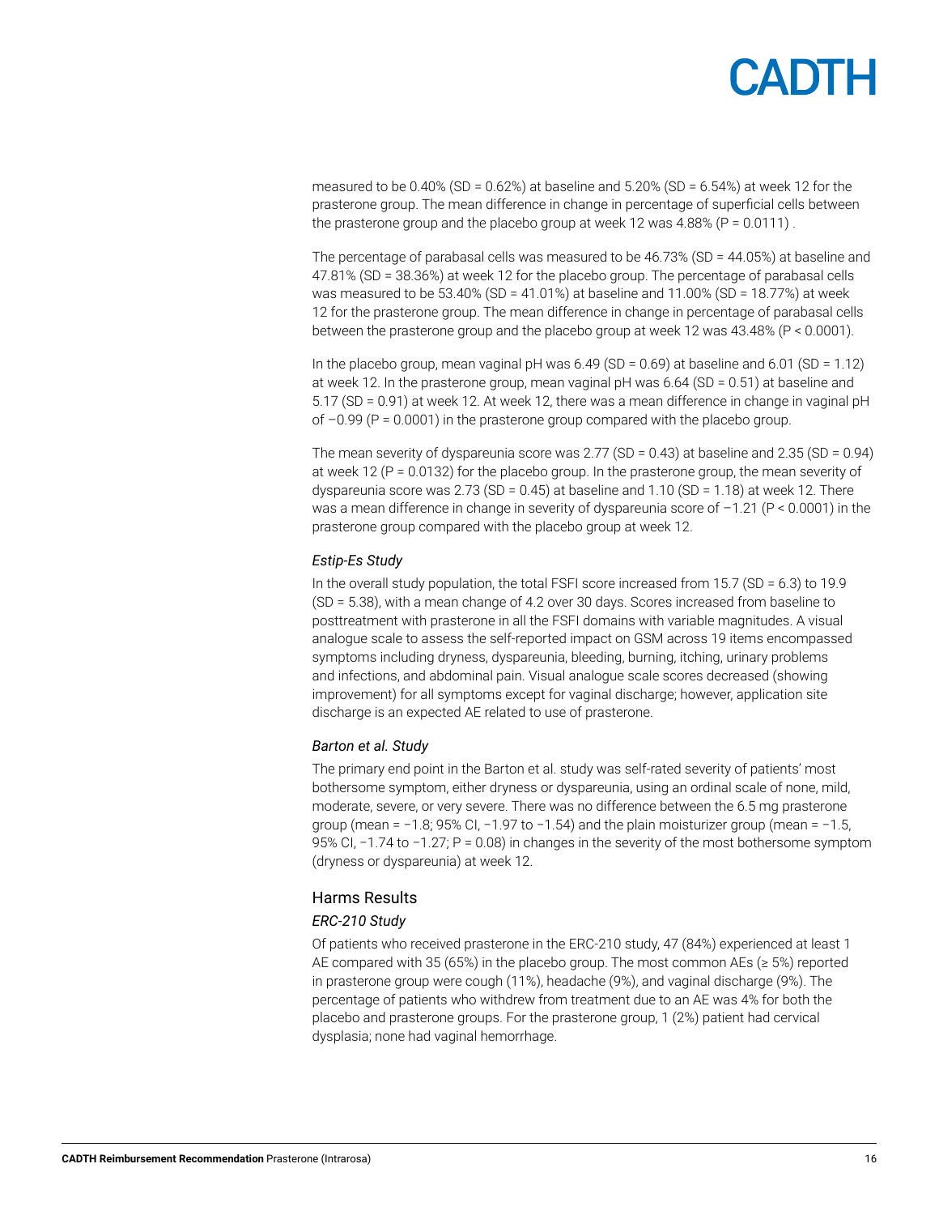measured to be 0.40% (SD = 0.62%) at baseline and 5.20% (SD = 6.54%) at week 12 for the prasterone group. The mean difference in change in percentage of superficial cells between the prasterone group and the placebo group at week 12 was 4.88% ($P = 0.0111$) .

The percentage of parabasal cells was measured to be 46.73% (SD = 44.05%) at baseline and 47.81% (SD = 38.36%) at week 12 for the placebo group. The percentage of parabasal cells was measured to be 53.40% (SD = 41.01%) at baseline and 11.00% (SD = 18.77%) at week 12 for the prasterone group. The mean difference in change in percentage of parabasal cells between the prasterone group and the placebo group at week 12 was 43.48% ($P < 0.0001$).

In the placebo group, mean vaginal pH was 6.49 (SD = 0.69) at baseline and 6.01 (SD = 1.12) at week 12. In the prasterone group, mean vaginal pH was 6.64 (SD = 0.51) at baseline and 5.17 (SD = 0.91) at week 12. At week 12, there was a mean difference in change in vaginal pH of −0.99 ($P = 0.0001$) in the prasterone group compared with the placebo group.

The mean severity of dyspareunia score was 2.77 (SD = 0.43) at baseline and 2.35 (SD = 0.94) at week 12 ($P = 0.0132$) for the placebo group. In the prasterone group, the mean severity of dyspareunia score was 2.73 (SD = 0.45) at baseline and 1.10 (SD = 1.18) at week 12. There was a mean difference in change in severity of dyspareunia score of −1.21 ($P < 0.0001$) in the prasterone group compared with the placebo group at week 12.

#### *Estip-Es Study*

In the overall study population, the total FSFI score increased from 15.7 (SD = 6.3) to 19.9 (SD = 5.38), with a mean change of 4.2 over 30 days. Scores increased from baseline to posttreatment with prasterone in all the FSFI domains with variable magnitudes. A visual analogue scale to assess the self-reported impact on GSM across 19 items encompassed symptoms including dryness, dyspareunia, bleeding, burning, itching, urinary problems and infections, and abdominal pain. Visual analogue scale scores decreased (showing improvement) for all symptoms except for vaginal discharge; however, application site discharge is an expected AE related to use of prasterone.

#### *Barton et al. Study*

The primary end point in the Barton et al. study was self-rated severity of patients' most bothersome symptom, either dryness or dyspareunia, using an ordinal scale of none, mild, moderate, severe, or very severe. There was no difference between the 6.5 mg prasterone group (mean = −1.8; 95% CI, −1.97 to −1.54) and the plain moisturizer group (mean = −1.5, 95% CI, −1.74 to −1.27; $P = 0.08$) in changes in the severity of the most bothersome symptom (dryness or dyspareunia) at week 12.

### Harms Results

#### *ERC-210 Study*

Of patients who received prasterone in the ERC-210 study, 47 (84%) experienced at least 1 AE compared with 35 (65%) in the placebo group. The most common AEs (≥ 5%) reported in prasterone group were cough (11%), headache (9%), and vaginal discharge (9%). The percentage of patients who withdrew from treatment due to an AE was 4% for both the placebo and prasterone groups. For the prasterone group, 1 (2%) patient had cervical dysplasia; none had vaginal hemorrhage.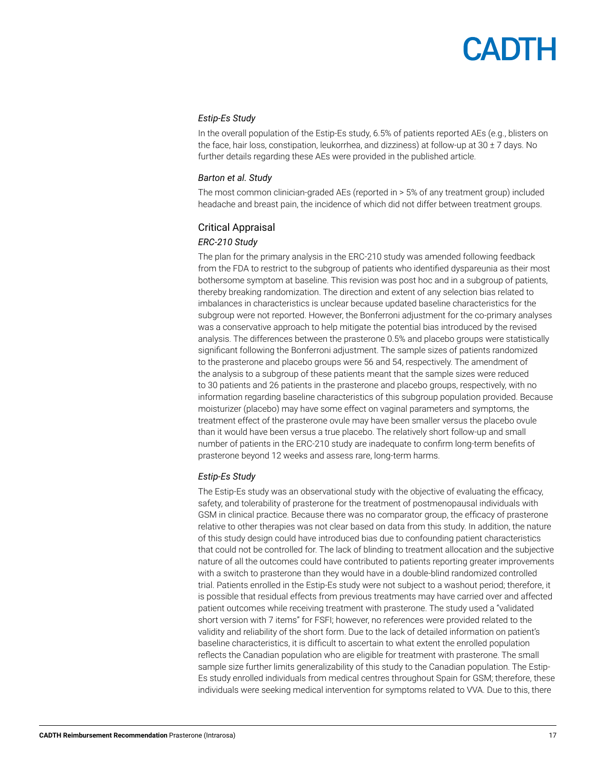#### *Estip-Es Study*

In the overall population of the Estip-Es study, 6.5% of patients reported AEs (e.g., blisters on the face, hair loss, constipation, leukorrhea, and dizziness) at follow-up at 30 ± 7 days. No further details regarding these AEs were provided in the published article.

#### *Barton et al. Study*

The most common clinician-graded AEs (reported in > 5% of any treatment group) included headache and breast pain, the incidence of which did not differ between treatment groups.

### Critical Appraisal

#### *ERC-210 Study*

The plan for the primary analysis in the ERC-210 study was amended following feedback from the FDA to restrict to the subgroup of patients who identified dyspareunia as their most bothersome symptom at baseline. This revision was post hoc and in a subgroup of patients, thereby breaking randomization. The direction and extent of any selection bias related to imbalances in characteristics is unclear because updated baseline characteristics for the subgroup were not reported. However, the Bonferroni adjustment for the co-primary analyses was a conservative approach to help mitigate the potential bias introduced by the revised analysis. The differences between the prasterone 0.5% and placebo groups were statistically significant following the Bonferroni adjustment. The sample sizes of patients randomized to the prasterone and placebo groups were 56 and 54, respectively. The amendment of the analysis to a subgroup of these patients meant that the sample sizes were reduced to 30 patients and 26 patients in the prasterone and placebo groups, respectively, with no information regarding baseline characteristics of this subgroup population provided. Because moisturizer (placebo) may have some effect on vaginal parameters and symptoms, the treatment effect of the prasterone ovule may have been smaller versus the placebo ovule than it would have been versus a true placebo. The relatively short follow-up and small number of patients in the ERC-210 study are inadequate to confirm long-term benefits of prasterone beyond 12 weeks and assess rare, long-term harms.

#### *Estip-Es Study*

The Estip-Es study was an observational study with the objective of evaluating the efficacy, safety, and tolerability of prasterone for the treatment of postmenopausal individuals with GSM in clinical practice. Because there was no comparator group, the efficacy of prasterone relative to other therapies was not clear based on data from this study. In addition, the nature of this study design could have introduced bias due to confounding patient characteristics that could not be controlled for. The lack of blinding to treatment allocation and the subjective nature of all the outcomes could have contributed to patients reporting greater improvements with a switch to prasterone than they would have in a double-blind randomized controlled trial. Patients enrolled in the Estip-Es study were not subject to a washout period; therefore, it is possible that residual effects from previous treatments may have carried over and affected patient outcomes while receiving treatment with prasterone. The study used a "validated short version with 7 items" for FSFI; however, no references were provided related to the validity and reliability of the short form. Due to the lack of detailed information on patient's baseline characteristics, it is difficult to ascertain to what extent the enrolled population reflects the Canadian population who are eligible for treatment with prasterone. The small sample size further limits generalizability of this study to the Canadian population. The Estip-Es study enrolled individuals from medical centres throughout Spain for GSM; therefore, these individuals were seeking medical intervention for symptoms related to VVA. Due to this, there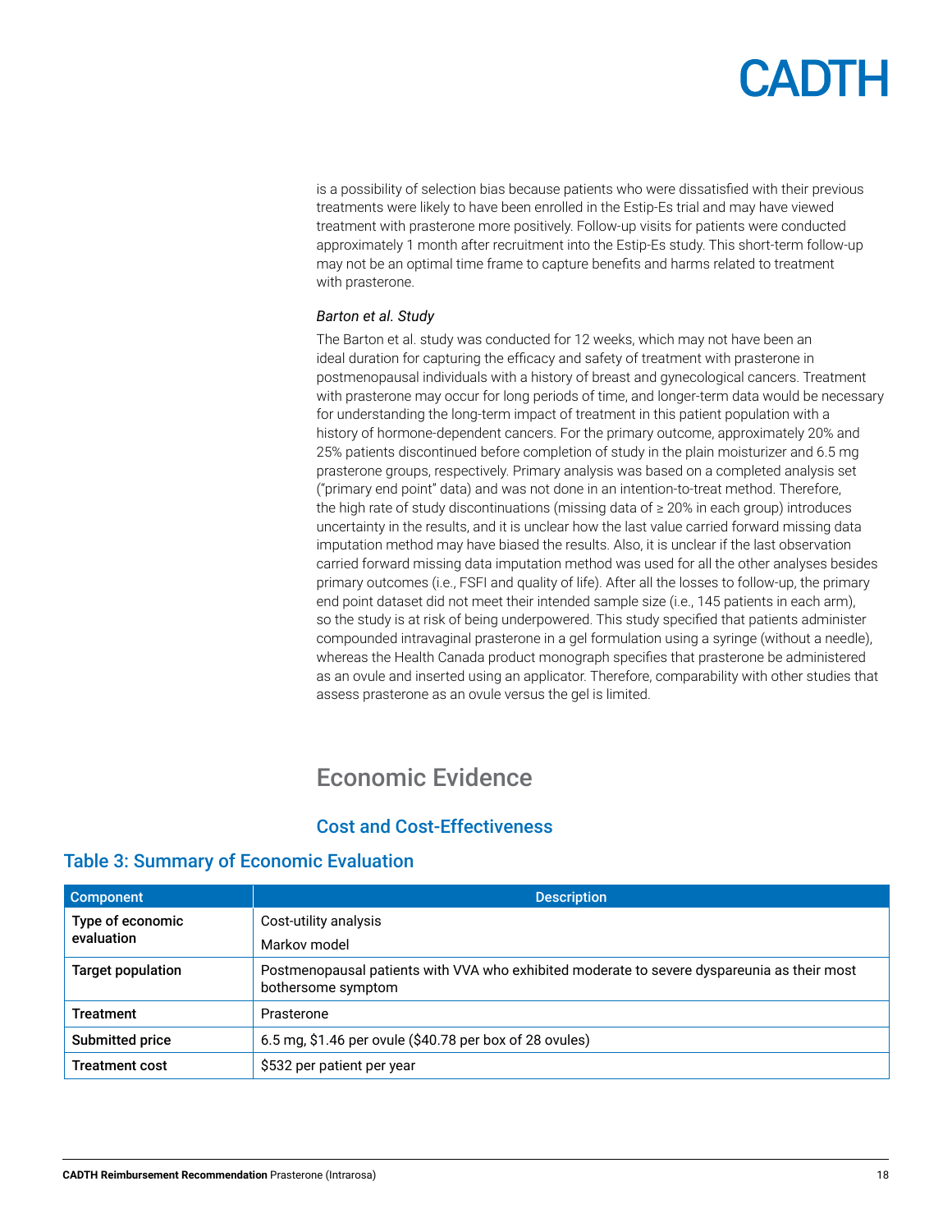is a possibility of selection bias because patients who were dissatisfied with their previous treatments were likely to have been enrolled in the Estip-Es trial and may have viewed treatment with prasterone more positively. Follow-up visits for patients were conducted approximately 1 month after recruitment into the Estip-Es study. This short-term follow-up may not be an optimal time frame to capture benefits and harms related to treatment with prasterone.

*Barton et al. Study*

The Barton et al. study was conducted for 12 weeks, which may not have been an ideal duration for capturing the efficacy and safety of treatment with prasterone in postmenopausal individuals with a history of breast and gynecological cancers. Treatment with prasterone may occur for long periods of time, and longer-term data would be necessary for understanding the long-term impact of treatment in this patient population with a history of hormone-dependent cancers. For the primary outcome, approximately 20% and 25% patients discontinued before completion of study in the plain moisturizer and 6.5 mg prasterone groups, respectively. Primary analysis was based on a completed analysis set ("primary end point" data) and was not done in an intention-to-treat method. Therefore, the high rate of study discontinuations (missing data of ≥ 20% in each group) introduces uncertainty in the results, and it is unclear how the last value carried forward missing data imputation method may have biased the results. Also, it is unclear if the last observation carried forward missing data imputation method was used for all the other analyses besides primary outcomes (i.e., FSFI and quality of life). After all the losses to follow-up, the primary end point dataset did not meet their intended sample size (i.e., 145 patients in each arm), so the study is at risk of being underpowered. This study specified that patients administer compounded intravaginal prasterone in a gel formulation using a syringe (without a needle), whereas the Health Canada product monograph specifies that prasterone be administered as an ovule and inserted using an applicator. Therefore, comparability with other studies that assess prasterone as an ovule versus the gel is limited.

# Economic Evidence

## Cost and Cost-Effectiveness

### Table 3: Summary of Economic Evaluation

| Component | Description |
|---|---|
| Type of economic evaluation | Cost-utility analysis<br>Markov model |
| Target population | Postmenopausal patients with VVA who exhibited moderate to severe dyspareunia as their most bothersome symptom |
| Treatment | Prasterone |
| Submitted price | 6.5 mg, $1.46 per ovule ($40.78 per box of 28 ovules) |
| Treatment cost | $532 per patient per year |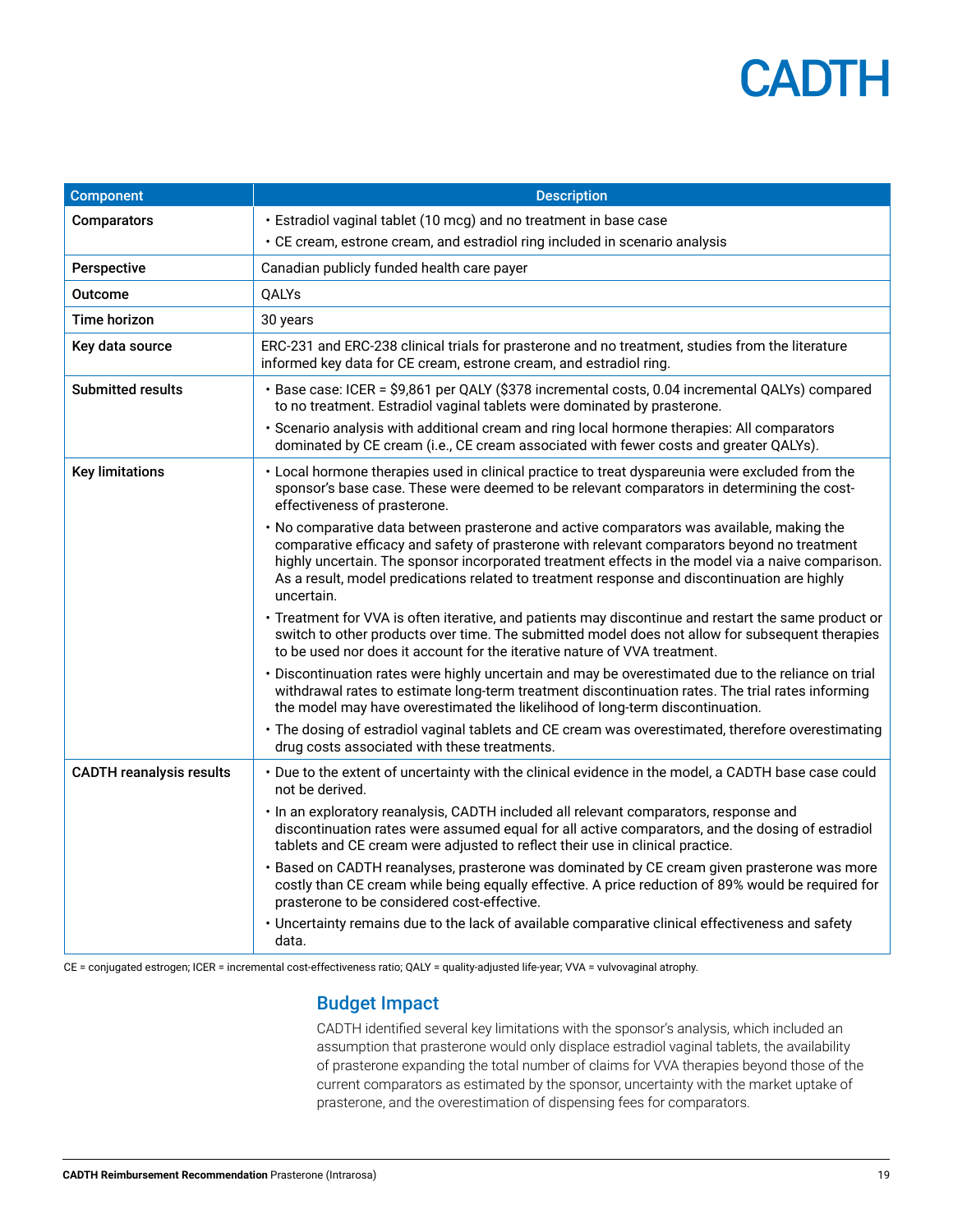| Component | Description |
| --- | --- |
| Comparators | • Estradiol vaginal tablet (10 mcg) and no treatment in base case<br>• CE cream, estrone cream, and estradiol ring included in scenario analysis |
| Perspective | Canadian publicly funded health care payer |
| Outcome | QALYs |
| Time horizon | 30 years |
| Key data source | ERC-231 and ERC-238 clinical trials for prasterone and no treatment, studies from the literature informed key data for CE cream, estrone cream, and estradiol ring. |
| Submitted results | • Base case: ICER = $9,861 per QALY ($378 incremental costs, 0.04 incremental QALYs) compared to no treatment. Estradiol vaginal tablets were dominated by prasterone.<br>• Scenario analysis with additional cream and ring local hormone therapies: All comparators dominated by CE cream (i.e., CE cream associated with fewer costs and greater QALYs). |
| Key limitations | • Local hormone therapies used in clinical practice to treat dyspareunia were excluded from the sponsor's base case. These were deemed to be relevant comparators in determining the cost-effectiveness of prasterone.<br>• No comparative data between prasterone and active comparators was available, making the comparative efficacy and safety of prasterone with relevant comparators beyond no treatment highly uncertain. The sponsor incorporated treatment effects in the model via a naive comparison. As a result, model predications related to treatment response and discontinuation are highly uncertain.<br>• Treatment for VVA is often iterative, and patients may discontinue and restart the same product or switch to other products over time. The submitted model does not allow for subsequent therapies to be used nor does it account for the iterative nature of VVA treatment.<br>• Discontinuation rates were highly uncertain and may be overestimated due to the reliance on trial withdrawal rates to estimate long-term treatment discontinuation rates. The trial rates informing the model may have overestimated the likelihood of long-term discontinuation.<br>• The dosing of estradiol vaginal tablets and CE cream was overestimated, therefore overestimating drug costs associated with these treatments. |
| CADTH reanalysis results | • Due to the extent of uncertainty with the clinical evidence in the model, a CADTH base case could not be derived.<br>• In an exploratory reanalysis, CADTH included all relevant comparators, response and discontinuation rates were assumed equal for all active comparators, and the dosing of estradiol tablets and CE cream were adjusted to reflect their use in clinical practice.<br>• Based on CADTH reanalyses, prasterone was dominated by CE cream given prasterone was more costly than CE cream while being equally effective. A price reduction of 89% would be required for prasterone to be considered cost-effective.<br>• Uncertainty remains due to the lack of available comparative clinical effectiveness and safety data. |

CE = conjugated estrogen; ICER = incremental cost-effectiveness ratio; QALY = quality-adjusted life-year; VVA = vulvovaginal atrophy.

## Budget Impact

CADTH identified several key limitations with the sponsor's analysis, which included an assumption that prasterone would only displace estradiol vaginal tablets, the availability of prasterone expanding the total number of claims for VVA therapies beyond those of the current comparators as estimated by the sponsor, uncertainty with the market uptake of prasterone, and the overestimation of dispensing fees for comparators.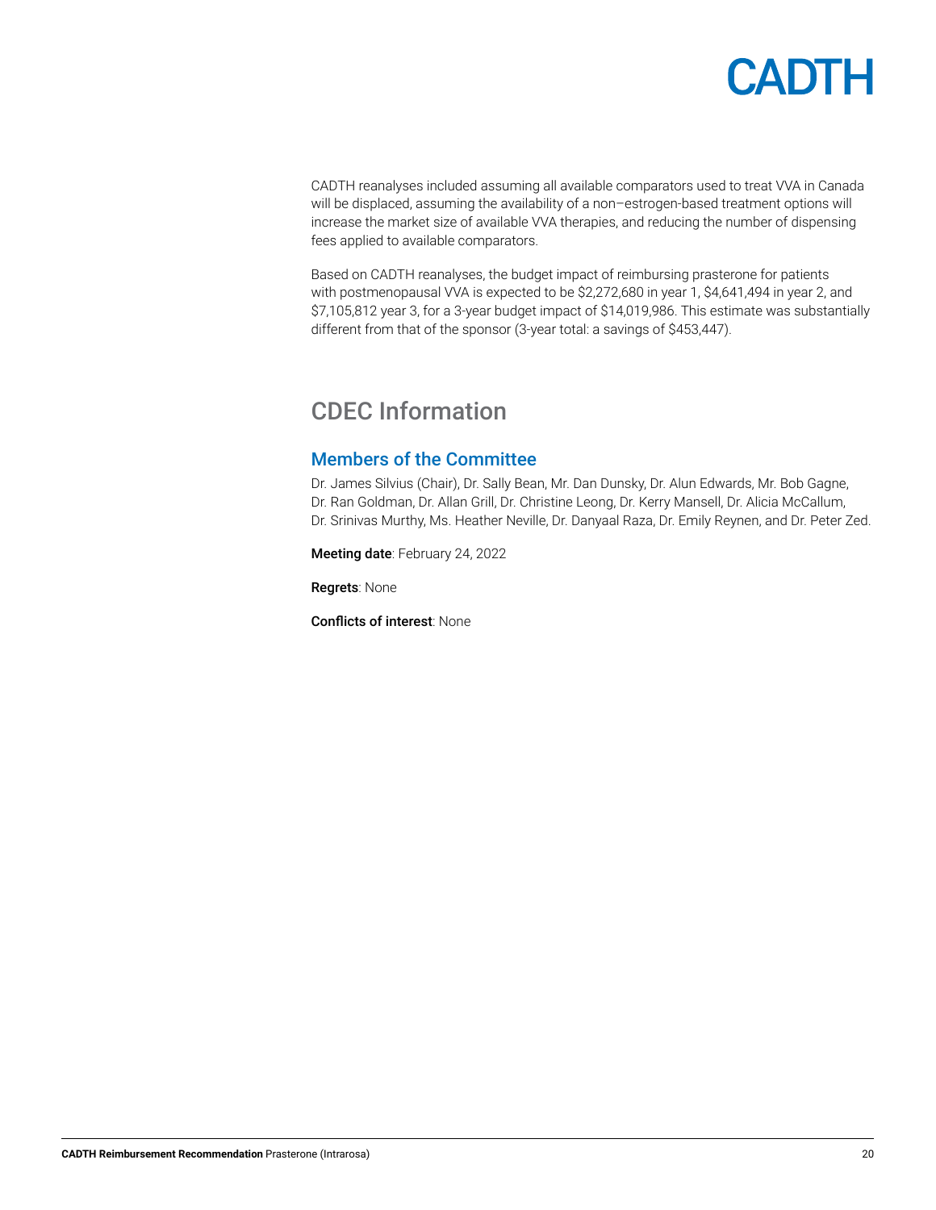CADTH reanalyses included assuming all available comparators used to treat VVA in Canada will be displaced, assuming the availability of a non–estrogen-based treatment options will increase the market size of available VVA therapies, and reducing the number of dispensing fees applied to available comparators.

Based on CADTH reanalyses, the budget impact of reimbursing prasterone for patients with postmenopausal VVA is expected to be $2,272,680 in year 1, $4,641,494 in year 2, and $7,105,812 year 3, for a 3-year budget impact of $14,019,986. This estimate was substantially different from that of the sponsor (3-year total: a savings of $453,447).

## CDEC Information

### Members of the Committee

Dr. James Silvius (Chair), Dr. Sally Bean, Mr. Dan Dunsky, Dr. Alun Edwards, Mr. Bob Gagne, Dr. Ran Goldman, Dr. Allan Grill, Dr. Christine Leong, Dr. Kerry Mansell, Dr. Alicia McCallum, Dr. Srinivas Murthy, Ms. Heather Neville, Dr. Danyaal Raza, Dr. Emily Reynen, and Dr. Peter Zed.

**Meeting date**: February 24, 2022

**Regrets**: None

**Conflicts of interest**: None